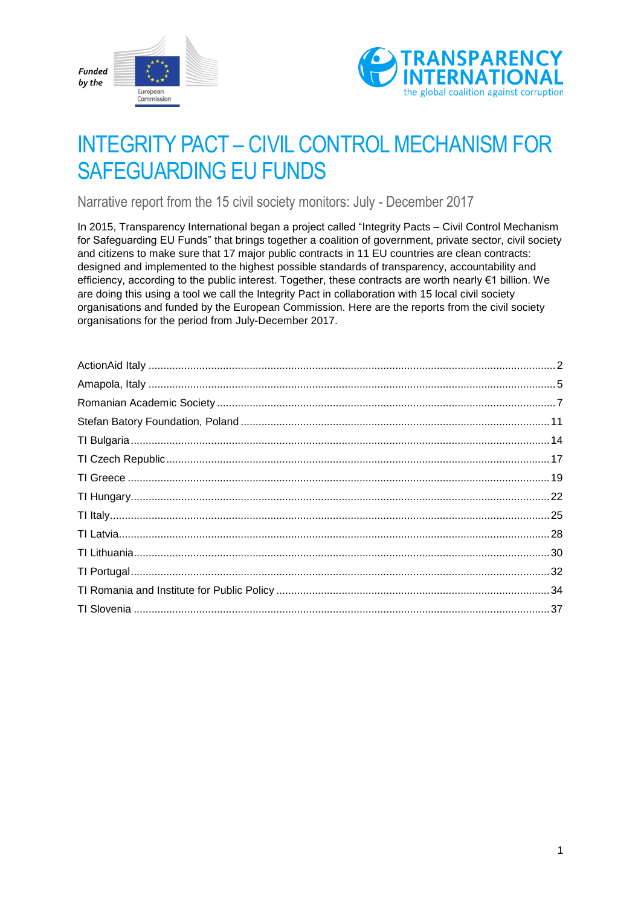Funded by the European Commission

TRANSPARENCY INTERNATIONAL
the global coalition against corruption

# INTEGRITY PACT – CIVIL CONTROL MECHANISM FOR SAFEGUARDING EU FUNDS

## Narrative report from the 15 civil society monitors: July - December 2017

In 2015, Transparency International began a project called "Integrity Pacts – Civil Control Mechanism for Safeguarding EU Funds" that brings together a coalition of government, private sector, civil society and citizens to make sure that 17 major public contracts in 11 EU countries are clean contracts: designed and implemented to the highest possible standards of transparency, accountability and efficiency, according to the public interest. Together, these contracts are worth nearly €1 billion. We are doing this using a tool we call the Integrity Pact in collaboration with 15 local civil society organisations and funded by the European Commission. Here are the reports from the civil society organisations for the period from July-December 2017.

ActionAid Italy ..... 2
Amapola, Italy ..... 5
Romanian Academic Society ..... 7
Stefan Batory Foundation, Poland ..... 11
TI Bulgaria ..... 14
TI Czech Republic ..... 17
TI Greece ..... 19
TI Hungary ..... 22
TI Italy ..... 25
TI Latvia ..... 28
TI Lithuania ..... 30
TI Portugal ..... 32
TI Romania and Institute for Public Policy ..... 34
TI Slovenia ..... 37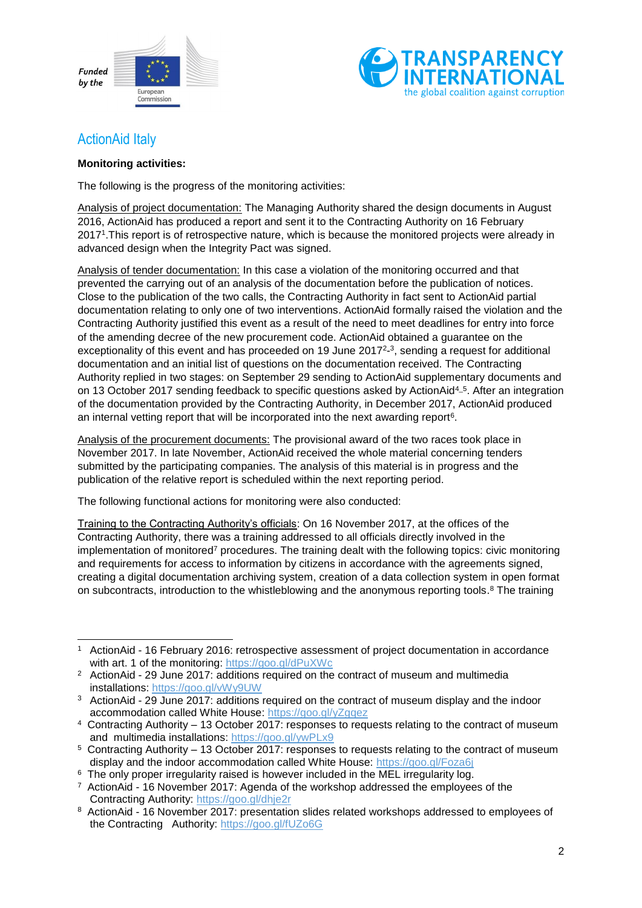## ActionAid Italy

**Monitoring activities:**

The following is the progress of the monitoring activities:

Analysis of project documentation: The Managing Authority shared the design documents in August 2016, ActionAid has produced a report and sent it to the Contracting Authority on 16 February 2017[1].This report is of retrospective nature, which is because the monitored projects were already in advanced design when the Integrity Pact was signed.

Analysis of tender documentation: In this case a violation of the monitoring occurred and that prevented the carrying out of an analysis of the documentation before the publication of notices. Close to the publication of the two calls, the Contracting Authority in fact sent to ActionAid partial documentation relating to only one of two interventions. ActionAid formally raised the violation and the Contracting Authority justified this event as a result of the need to meet deadlines for entry into force of the amending decree of the new procurement code. ActionAid obtained a guarantee on the exceptionality of this event and has proceeded on 19 June 2017[2]-[3], sending a request for additional documentation and an initial list of questions on the documentation received. The Contracting Authority replied in two stages: on September 29 sending to ActionAid supplementary documents and on 13 October 2017 sending feedback to specific questions asked by ActionAid[4]-[5]. After an integration of the documentation provided by the Contracting Authority, in December 2017, ActionAid produced an internal vetting report that will be incorporated into the next awarding report[6].

Analysis of the procurement documents: The provisional award of the two races took place in November 2017. In late November, ActionAid received the whole material concerning tenders submitted by the participating companies. The analysis of this material is in progress and the publication of the relative report is scheduled within the next reporting period.

The following functional actions for monitoring were also conducted:

Training to the Contracting Authority's officials: On 16 November 2017, at the offices of the Contracting Authority, there was a training addressed to all officials directly involved in the implementation of monitored[7] procedures. The training dealt with the following topics: civic monitoring and requirements for access to information by citizens in accordance with the agreements signed, creating a digital documentation archiving system, creation of a data collection system in open format on subcontracts, introduction to the whistleblowing and the anonymous reporting tools.[8] The training

---

[1] ActionAid - 16 February 2016: retrospective assessment of project documentation in accordance with art. 1 of the monitoring: https://goo.gl/dPuXWc

[2] ActionAid - 29 June 2017: additions required on the contract of museum and multimedia installations: https://goo.gl/vWy9UW

[3] ActionAid - 29 June 2017: additions required on the contract of museum display and the indoor accommodation called White House: https://goo.gl/yZgqez

[4] Contracting Authority – 13 October 2017: responses to requests relating to the contract of museum and multimedia installations: https://goo.gl/ywPLx9

[5] Contracting Authority – 13 October 2017: responses to requests relating to the contract of museum display and the indoor accommodation called White House: https://goo.gl/Foza6j

[6] The only proper irregularity raised is however included in the MEL irregularity log.

[7] ActionAid - 16 November 2017: Agenda of the workshop addressed the employees of the Contracting Authority: https://goo.gl/dhje2r

[8] ActionAid - 16 November 2017: presentation slides related workshops addressed to employees of the Contracting Authority: https://goo.gl/fUZo6G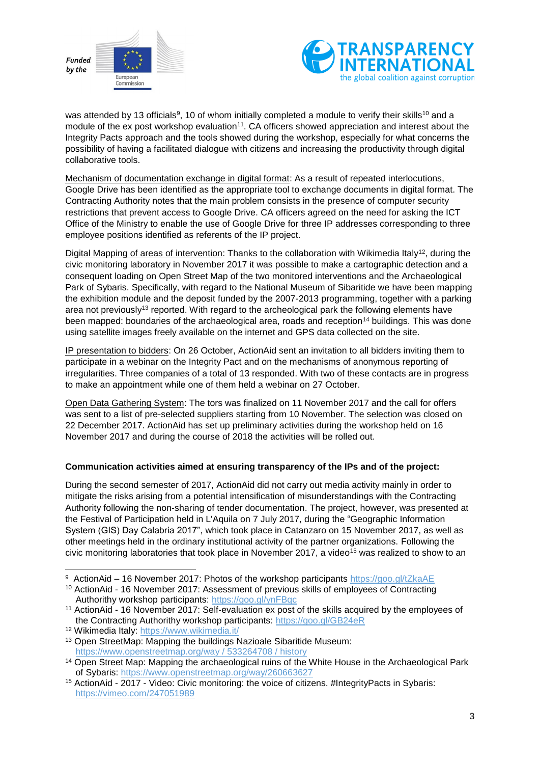was attended by 13 officials[9], 10 of whom initially completed a module to verify their skills[10] and a module of the ex post workshop evaluation[11]. CA officers showed appreciation and interest about the Integrity Pacts approach and the tools showed during the workshop, especially for what concerns the possibility of having a facilitated dialogue with citizens and increasing the productivity through digital collaborative tools.

Mechanism of documentation exchange in digital format: As a result of repeated interlocutions, Google Drive has been identified as the appropriate tool to exchange documents in digital format. The Contracting Authority notes that the main problem consists in the presence of computer security restrictions that prevent access to Google Drive. CA officers agreed on the need for asking the ICT Office of the Ministry to enable the use of Google Drive for three IP addresses corresponding to three employee positions identified as referents of the IP project.

Digital Mapping of areas of intervention: Thanks to the collaboration with Wikimedia Italy[12], during the civic monitoring laboratory in November 2017 it was possible to make a cartographic detection and a consequent loading on Open Street Map of the two monitored interventions and the Archaeological Park of Sybaris. Specifically, with regard to the National Museum of Sibaritide we have been mapping the exhibition module and the deposit funded by the 2007-2013 programming, together with a parking area not previously[13] reported. With regard to the archeological park the following elements have been mapped: boundaries of the archaeological area, roads and reception[14] buildings. This was done using satellite images freely available on the internet and GPS data collected on the site.

IP presentation to bidders: On 26 October, ActionAid sent an invitation to all bidders inviting them to participate in a webinar on the Integrity Pact and on the mechanisms of anonymous reporting of irregularities. Three companies of a total of 13 responded. With two of these contacts are in progress to make an appointment while one of them held a webinar on 27 October.

Open Data Gathering System: The tors was finalized on 11 November 2017 and the call for offers was sent to a list of pre-selected suppliers starting from 10 November. The selection was closed on 22 December 2017. ActionAid has set up preliminary activities during the workshop held on 16 November 2017 and during the course of 2018 the activities will be rolled out.

**Communication activities aimed at ensuring transparency of the IPs and of the project:**

During the second semester of 2017, ActionAid did not carry out media activity mainly in order to mitigate the risks arising from a potential intensification of misunderstandings with the Contracting Authority following the non-sharing of tender documentation. The project, however, was presented at the Festival of Participation held in L'Aquila on 7 July 2017, during the "Geographic Information System (GIS) Day Calabria 2017", which took place in Catanzaro on 15 November 2017, as well as other meetings held in the ordinary institutional activity of the partner organizations. Following the civic monitoring laboratories that took place in November 2017, a video[15] was realized to show to an

---

[9] ActionAid – 16 November 2017: Photos of the workshop participants https://goo.gl/tZkaAE

[10] ActionAid - 16 November 2017: Assessment of previous skills of employees of Contracting Authorithy workshop participants: https://goo.gl/ynFBqc

[11] ActionAid - 16 November 2017: Self-evaluation ex post of the skills acquired by the employees of the Contracting Authorithy workshop participants: https://goo.gl/GB24eR

[12] Wikimedia Italy: https://www.wikimedia.it/

[13] Open StreetMap: Mapping the buildings Nazioale Sibaritide Museum: https://www.openstreetmap.org/way / 533264708 / history

[14] Open Street Map: Mapping the archaeological ruins of the White House in the Archaeological Park of Sybaris: https://www.openstreetmap.org/way/260663627

[15] ActionAid - 2017 - Video: Civic monitoring: the voice of citizens. #IntegrityPacts in Sybaris: https://vimeo.com/247051989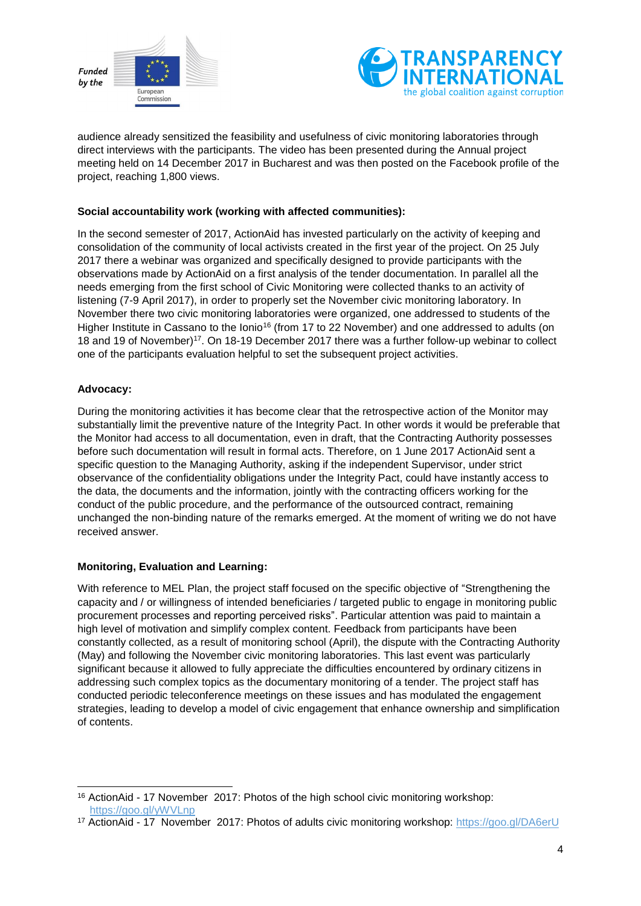audience already sensitized the feasibility and usefulness of civic monitoring laboratories through direct interviews with the participants. The video has been presented during the Annual project meeting held on 14 December 2017 in Bucharest and was then posted on the Facebook profile of the project, reaching 1,800 views.

**Social accountability work (working with affected communities):**

In the second semester of 2017, ActionAid has invested particularly on the activity of keeping and consolidation of the community of local activists created in the first year of the project. On 25 July 2017 there a webinar was organized and specifically designed to provide participants with the observations made by ActionAid on a first analysis of the tender documentation. In parallel all the needs emerging from the first school of Civic Monitoring were collected thanks to an activity of listening (7-9 April 2017), in order to properly set the November civic monitoring laboratory. In November there two civic monitoring laboratories were organized, one addressed to students of the Higher Institute in Cassano to the Ionio[16] (from 17 to 22 November) and one addressed to adults (on 18 and 19 of November)[17]. On 18-19 December 2017 there was a further follow-up webinar to collect one of the participants evaluation helpful to set the subsequent project activities.

**Advocacy:**

During the monitoring activities it has become clear that the retrospective action of the Monitor may substantially limit the preventive nature of the Integrity Pact. In other words it would be preferable that the Monitor had access to all documentation, even in draft, that the Contracting Authority possesses before such documentation will result in formal acts. Therefore, on 1 June 2017 ActionAid sent a specific question to the Managing Authority, asking if the independent Supervisor, under strict observance of the confidentiality obligations under the Integrity Pact, could have instantly access to the data, the documents and the information, jointly with the contracting officers working for the conduct of the public procedure, and the performance of the outsourced contract, remaining unchanged the non-binding nature of the remarks emerged. At the moment of writing we do not have received answer.

**Monitoring, Evaluation and Learning:**

With reference to MEL Plan, the project staff focused on the specific objective of "Strengthening the capacity and / or willingness of intended beneficiaries / targeted public to engage in monitoring public procurement processes and reporting perceived risks". Particular attention was paid to maintain a high level of motivation and simplify complex content. Feedback from participants have been constantly collected, as a result of monitoring school (April), the dispute with the Contracting Authority (May) and following the November civic monitoring laboratories. This last event was particularly significant because it allowed to fully appreciate the difficulties encountered by ordinary citizens in addressing such complex topics as the documentary monitoring of a tender. The project staff has conducted periodic teleconference meetings on these issues and has modulated the engagement strategies, leading to develop a model of civic engagement that enhance ownership and simplification of contents.

---

[16] ActionAid - 17 November 2017: Photos of the high school civic monitoring workshop: https://goo.gl/yWVLnp

[17] ActionAid - 17 November 2017: Photos of adults civic monitoring workshop: https://goo.gl/DA6erU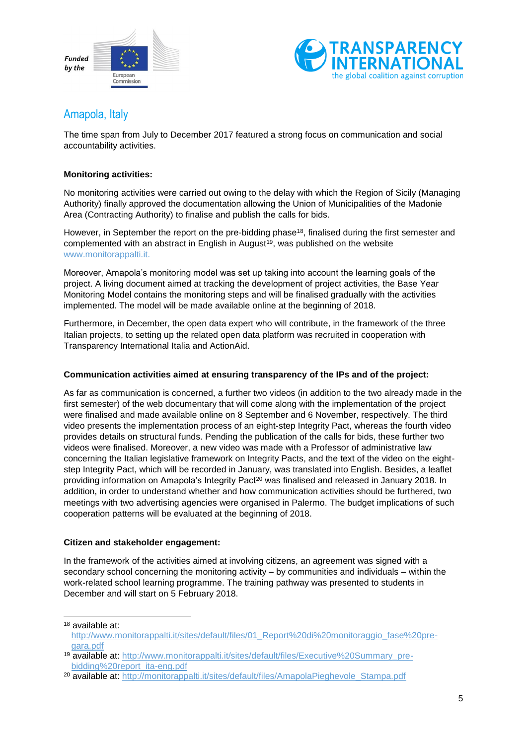## Amapola, Italy

The time span from July to December 2017 featured a strong focus on communication and social accountability activities.

**Monitoring activities:**

No monitoring activities were carried out owing to the delay with which the Region of Sicily (Managing Authority) finally approved the documentation allowing the Union of Municipalities of the Madonie Area (Contracting Authority) to finalise and publish the calls for bids.

However, in September the report on the pre-bidding phase[18], finalised during the first semester and complemented with an abstract in English in August[19], was published on the website www.monitorappalti.it.

Moreover, Amapola's monitoring model was set up taking into account the learning goals of the project. A living document aimed at tracking the development of project activities, the Base Year Monitoring Model contains the monitoring steps and will be finalised gradually with the activities implemented. The model will be made available online at the beginning of 2018.

Furthermore, in December, the open data expert who will contribute, in the framework of the three Italian projects, to setting up the related open data platform was recruited in cooperation with Transparency International Italia and ActionAid.

**Communication activities aimed at ensuring transparency of the IPs and of the project:**

As far as communication is concerned, a further two videos (in addition to the two already made in the first semester) of the web documentary that will come along with the implementation of the project were finalised and made available online on 8 September and 6 November, respectively. The third video presents the implementation process of an eight-step Integrity Pact, whereas the fourth video provides details on structural funds. Pending the publication of the calls for bids, these further two videos were finalised. Moreover, a new video was made with a Professor of administrative law concerning the Italian legislative framework on Integrity Pacts, and the text of the video on the eight-step Integrity Pact, which will be recorded in January, was translated into English. Besides, a leaflet providing information on Amapola's Integrity Pact[20] was finalised and released in January 2018. In addition, in order to understand whether and how communication activities should be furthered, two meetings with two advertising agencies were organised in Palermo. The budget implications of such cooperation patterns will be evaluated at the beginning of 2018.

**Citizen and stakeholder engagement:**

In the framework of the activities aimed at involving citizens, an agreement was signed with a secondary school concerning the monitoring activity – by communities and individuals – within the work-related school learning programme. The training pathway was presented to students in December and will start on 5 February 2018.

---

[18] available at: http://www.monitorappalti.it/sites/default/files/01_Report%20di%20monitoraggio_fase%20pre-gara.pdf

[19] available at: http://www.monitorappalti.it/sites/default/files/Executive%20Summary_pre-bidding%20report_ita-eng.pdf

[20] available at: http://monitorappalti.it/sites/default/files/AmapolaPieghevole_Stampa.pdf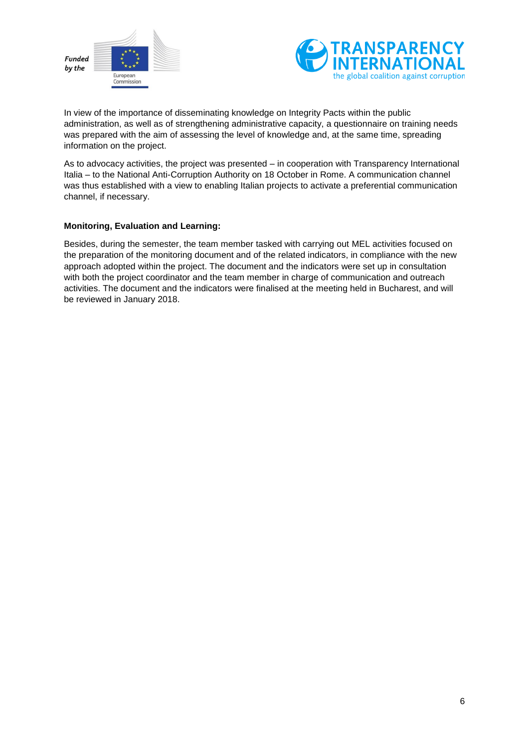In view of the importance of disseminating knowledge on Integrity Pacts within the public administration, as well as of strengthening administrative capacity, a questionnaire on training needs was prepared with the aim of assessing the level of knowledge and, at the same time, spreading information on the project.

As to advocacy activities, the project was presented – in cooperation with Transparency International Italia – to the National Anti-Corruption Authority on 18 October in Rome. A communication channel was thus established with a view to enabling Italian projects to activate a preferential communication channel, if necessary.

**Monitoring, Evaluation and Learning:**

Besides, during the semester, the team member tasked with carrying out MEL activities focused on the preparation of the monitoring document and of the related indicators, in compliance with the new approach adopted within the project. The document and the indicators were set up in consultation with both the project coordinator and the team member in charge of communication and outreach activities. The document and the indicators were finalised at the meeting held in Bucharest, and will be reviewed in January 2018.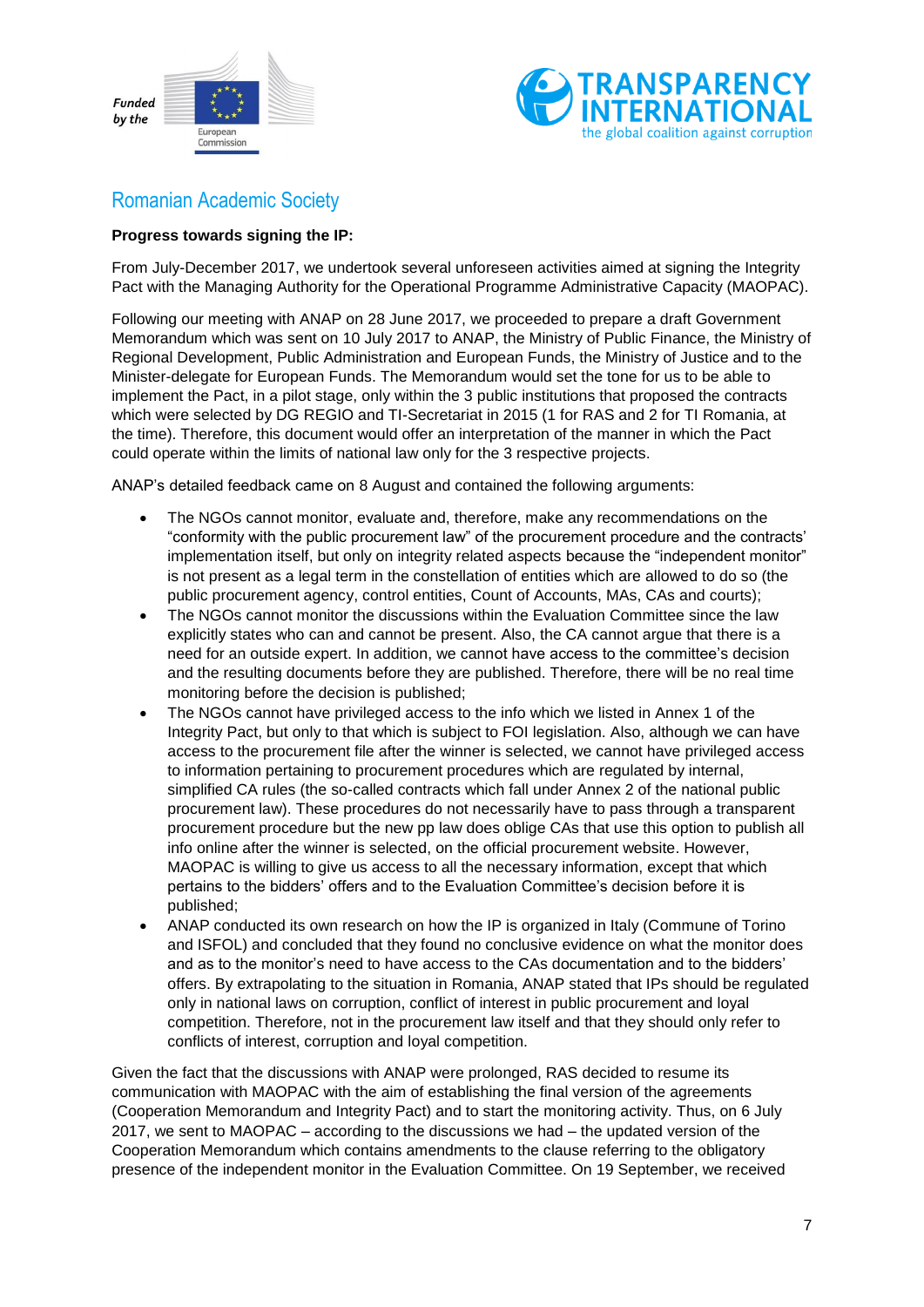## Romanian Academic Society

**Progress towards signing the IP:**

From July-December 2017, we undertook several unforeseen activities aimed at signing the Integrity Pact with the Managing Authority for the Operational Programme Administrative Capacity (MAOPAC).

Following our meeting with ANAP on 28 June 2017, we proceeded to prepare a draft Government Memorandum which was sent on 10 July 2017 to ANAP, the Ministry of Public Finance, the Ministry of Regional Development, Public Administration and European Funds, the Ministry of Justice and to the Minister-delegate for European Funds. The Memorandum would set the tone for us to be able to implement the Pact, in a pilot stage, only within the 3 public institutions that proposed the contracts which were selected by DG REGIO and TI-Secretariat in 2015 (1 for RAS and 2 for TI Romania, at the time). Therefore, this document would offer an interpretation of the manner in which the Pact could operate within the limits of national law only for the 3 respective projects.

ANAP's detailed feedback came on 8 August and contained the following arguments:

- The NGOs cannot monitor, evaluate and, therefore, make any recommendations on the "conformity with the public procurement law" of the procurement procedure and the contracts' implementation itself, but only on integrity related aspects because the "independent monitor" is not present as a legal term in the constellation of entities which are allowed to do so (the public procurement agency, control entities, Count of Accounts, MAs, CAs and courts);
- The NGOs cannot monitor the discussions within the Evaluation Committee since the law explicitly states who can and cannot be present. Also, the CA cannot argue that there is a need for an outside expert. In addition, we cannot have access to the committee's decision and the resulting documents before they are published. Therefore, there will be no real time monitoring before the decision is published;
- The NGOs cannot have privileged access to the info which we listed in Annex 1 of the Integrity Pact, but only to that which is subject to FOI legislation. Also, although we can have access to the procurement file after the winner is selected, we cannot have privileged access to information pertaining to procurement procedures which are regulated by internal, simplified CA rules (the so-called contracts which fall under Annex 2 of the national public procurement law). These procedures do not necessarily have to pass through a transparent procurement procedure but the new pp law does oblige CAs that use this option to publish all info online after the winner is selected, on the official procurement website. However, MAOPAC is willing to give us access to all the necessary information, except that which pertains to the bidders' offers and to the Evaluation Committee's decision before it is published;
- ANAP conducted its own research on how the IP is organized in Italy (Commune of Torino and ISFOL) and concluded that they found no conclusive evidence on what the monitor does and as to the monitor's need to have access to the CAs documentation and to the bidders' offers. By extrapolating to the situation in Romania, ANAP stated that IPs should be regulated only in national laws on corruption, conflict of interest in public procurement and loyal competition. Therefore, not in the procurement law itself and that they should only refer to conflicts of interest, corruption and loyal competition.

Given the fact that the discussions with ANAP were prolonged, RAS decided to resume its communication with MAOPAC with the aim of establishing the final version of the agreements (Cooperation Memorandum and Integrity Pact) and to start the monitoring activity. Thus, on 6 July 2017, we sent to MAOPAC – according to the discussions we had – the updated version of the Cooperation Memorandum which contains amendments to the clause referring to the obligatory presence of the independent monitor in the Evaluation Committee. On 19 September, we received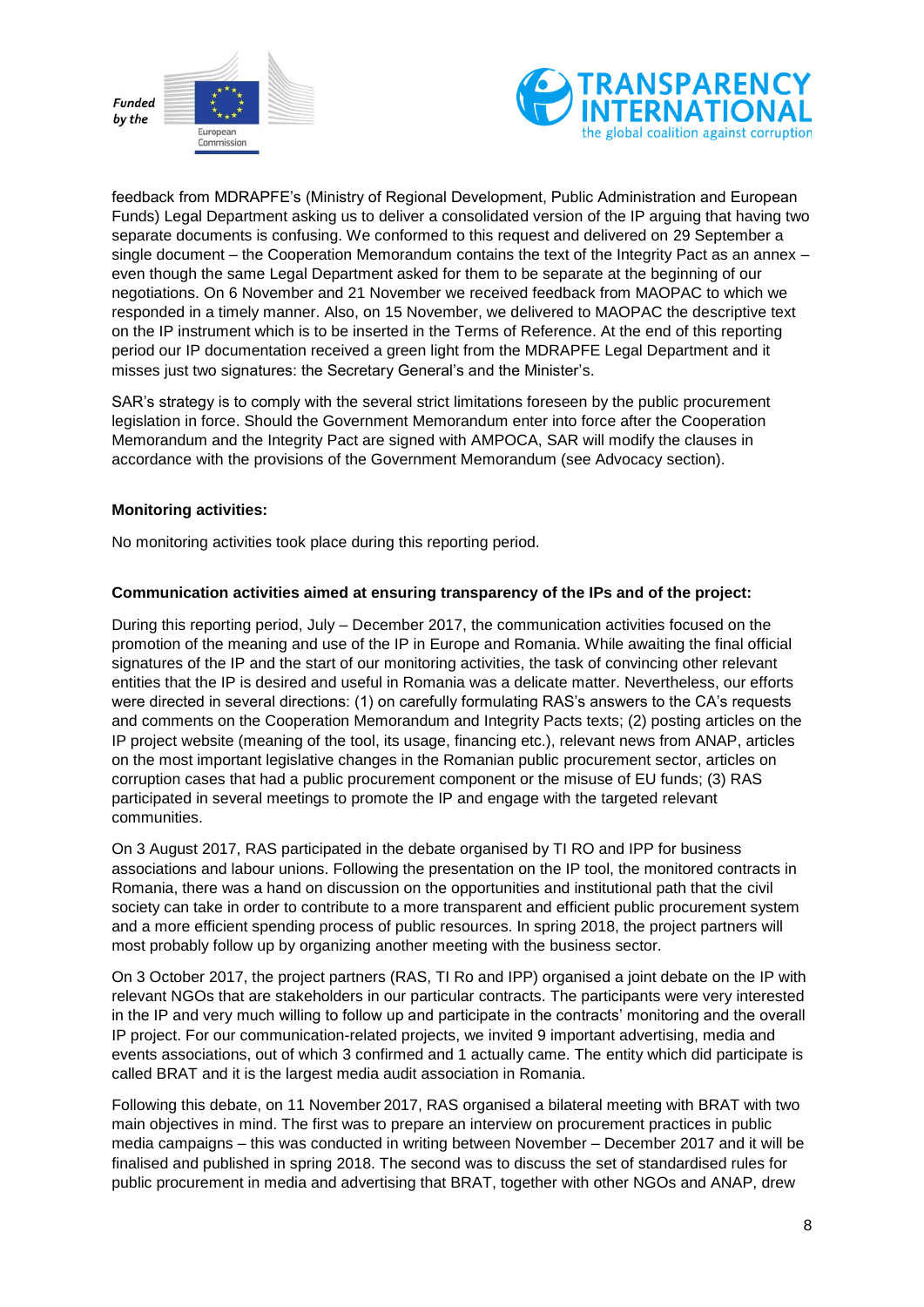feedback from MDRAPFE's (Ministry of Regional Development, Public Administration and European Funds) Legal Department asking us to deliver a consolidated version of the IP arguing that having two separate documents is confusing. We conformed to this request and delivered on 29 September a single document – the Cooperation Memorandum contains the text of the Integrity Pact as an annex – even though the same Legal Department asked for them to be separate at the beginning of our negotiations. On 6 November and 21 November we received feedback from MAOPAC to which we responded in a timely manner. Also, on 15 November, we delivered to MAOPAC the descriptive text on the IP instrument which is to be inserted in the Terms of Reference. At the end of this reporting period our IP documentation received a green light from the MDRAPFE Legal Department and it misses just two signatures: the Secretary General's and the Minister's.

SAR's strategy is to comply with the several strict limitations foreseen by the public procurement legislation in force. Should the Government Memorandum enter into force after the Cooperation Memorandum and the Integrity Pact are signed with AMPOCA, SAR will modify the clauses in accordance with the provisions of the Government Memorandum (see Advocacy section).

**Monitoring activities:**

No monitoring activities took place during this reporting period.

**Communication activities aimed at ensuring transparency of the IPs and of the project:**

During this reporting period, July – December 2017, the communication activities focused on the promotion of the meaning and use of the IP in Europe and Romania. While awaiting the final official signatures of the IP and the start of our monitoring activities, the task of convincing other relevant entities that the IP is desired and useful in Romania was a delicate matter. Nevertheless, our efforts were directed in several directions: (1) on carefully formulating RAS's answers to the CA's requests and comments on the Cooperation Memorandum and Integrity Pacts texts; (2) posting articles on the IP project website (meaning of the tool, its usage, financing etc.), relevant news from ANAP, articles on the most important legislative changes in the Romanian public procurement sector, articles on corruption cases that had a public procurement component or the misuse of EU funds; (3) RAS participated in several meetings to promote the IP and engage with the targeted relevant communities.

On 3 August 2017, RAS participated in the debate organised by TI RO and IPP for business associations and labour unions. Following the presentation on the IP tool, the monitored contracts in Romania, there was a hand on discussion on the opportunities and institutional path that the civil society can take in order to contribute to a more transparent and efficient public procurement system and a more efficient spending process of public resources. In spring 2018, the project partners will most probably follow up by organizing another meeting with the business sector.

On 3 October 2017, the project partners (RAS, TI Ro and IPP) organised a joint debate on the IP with relevant NGOs that are stakeholders in our particular contracts. The participants were very interested in the IP and very much willing to follow up and participate in the contracts' monitoring and the overall IP project. For our communication-related projects, we invited 9 important advertising, media and events associations, out of which 3 confirmed and 1 actually came. The entity which did participate is called BRAT and it is the largest media audit association in Romania.

Following this debate, on 11 November 2017, RAS organised a bilateral meeting with BRAT with two main objectives in mind. The first was to prepare an interview on procurement practices in public media campaigns – this was conducted in writing between November – December 2017 and it will be finalised and published in spring 2018. The second was to discuss the set of standardised rules for public procurement in media and advertising that BRAT, together with other NGOs and ANAP, drew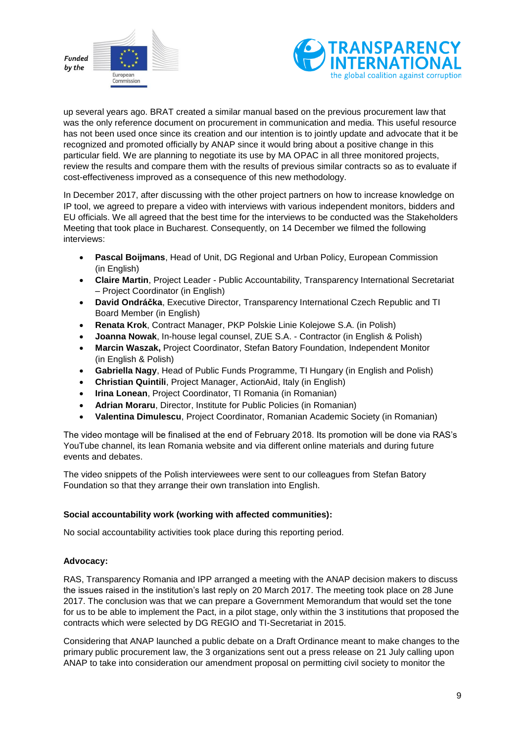up several years ago. BRAT created a similar manual based on the previous procurement law that was the only reference document on procurement in communication and media. This useful resource has not been used once since its creation and our intention is to jointly update and advocate that it be recognized and promoted officially by ANAP since it would bring about a positive change in this particular field. We are planning to negotiate its use by MA OPAC in all three monitored projects, review the results and compare them with the results of previous similar contracts so as to evaluate if cost-effectiveness improved as a consequence of this new methodology.

In December 2017, after discussing with the other project partners on how to increase knowledge on IP tool, we agreed to prepare a video with interviews with various independent monitors, bidders and EU officials. We all agreed that the best time for the interviews to be conducted was the Stakeholders Meeting that took place in Bucharest. Consequently, on 14 December we filmed the following interviews:

- **Pascal Boijmans**, Head of Unit, DG Regional and Urban Policy, European Commission (in English)
- **Claire Martin**, Project Leader - Public Accountability, Transparency International Secretariat – Project Coordinator (in English)
- **David Ondráčka**, Executive Director, Transparency International Czech Republic and TI Board Member (in English)
- **Renata Krok**, Contract Manager, PKP Polskie Linie Kolejowe S.A. (in Polish)
- **Joanna Nowak**, In-house legal counsel, ZUE S.A. - Contractor (in English & Polish)
- **Marcin Waszak,** Project Coordinator, Stefan Batory Foundation, Independent Monitor (in English & Polish)
- **Gabriella Nagy**, Head of Public Funds Programme, TI Hungary (in English and Polish)
- **Christian Quintili**, Project Manager, ActionAid, Italy (in English)
- **Irina Lonean**, Project Coordinator, TI Romania (in Romanian)
- **Adrian Moraru**, Director, Institute for Public Policies (in Romanian)
- **Valentina Dimulescu**, Project Coordinator, Romanian Academic Society (in Romanian)

The video montage will be finalised at the end of February 2018. Its promotion will be done via RAS's YouTube channel, its lean Romania website and via different online materials and during future events and debates.

The video snippets of the Polish interviewees were sent to our colleagues from Stefan Batory Foundation so that they arrange their own translation into English.

**Social accountability work (working with affected communities):**

No social accountability activities took place during this reporting period.

**Advocacy:**

RAS, Transparency Romania and IPP arranged a meeting with the ANAP decision makers to discuss the issues raised in the institution's last reply on 20 March 2017. The meeting took place on 28 June 2017. The conclusion was that we can prepare a Government Memorandum that would set the tone for us to be able to implement the Pact, in a pilot stage, only within the 3 institutions that proposed the contracts which were selected by DG REGIO and TI-Secretariat in 2015.

Considering that ANAP launched a public debate on a Draft Ordinance meant to make changes to the primary public procurement law, the 3 organizations sent out a press release on 21 July calling upon ANAP to take into consideration our amendment proposal on permitting civil society to monitor the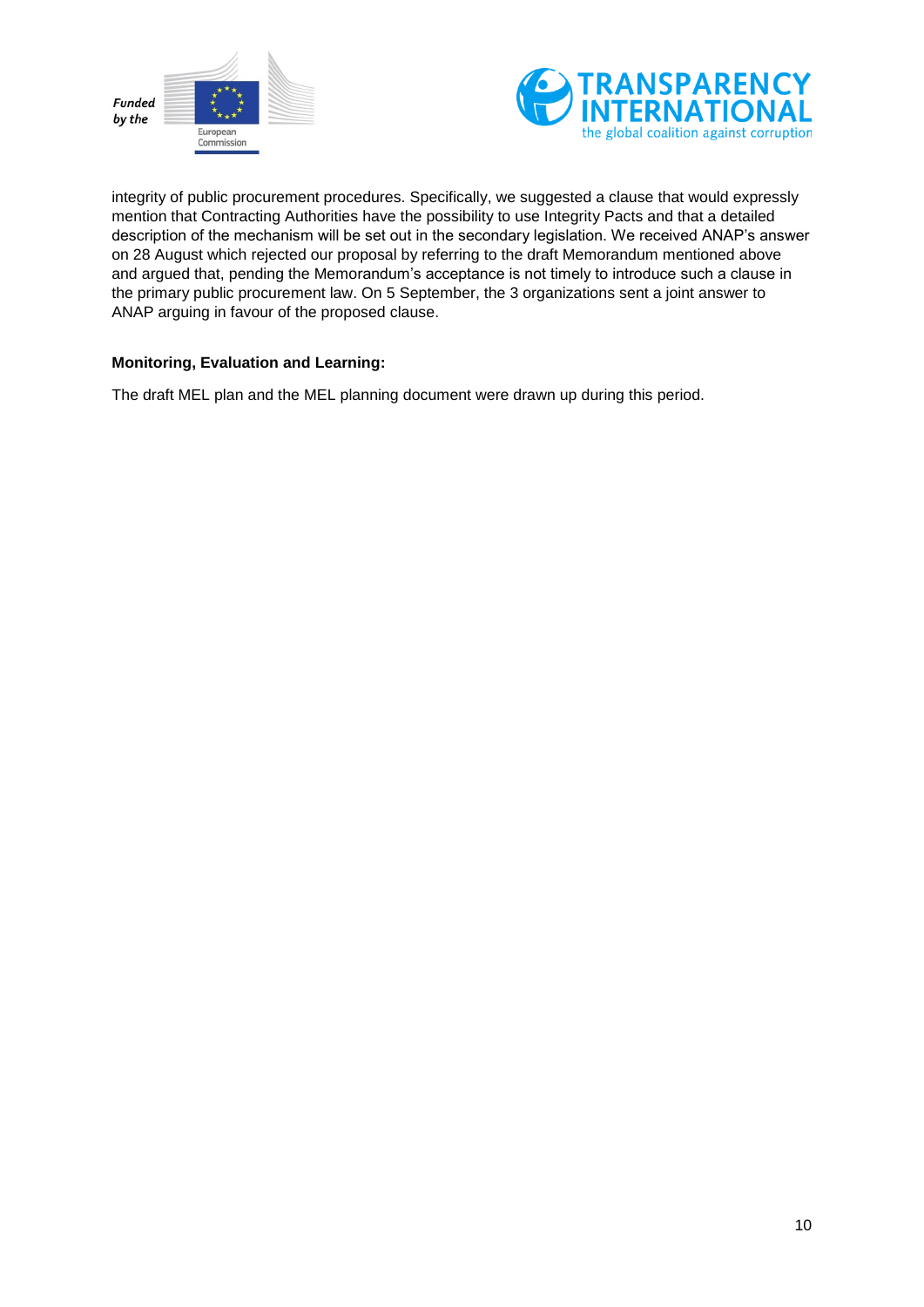integrity of public procurement procedures. Specifically, we suggested a clause that would expressly mention that Contracting Authorities have the possibility to use Integrity Pacts and that a detailed description of the mechanism will be set out in the secondary legislation. We received ANAP's answer on 28 August which rejected our proposal by referring to the draft Memorandum mentioned above and argued that, pending the Memorandum's acceptance is not timely to introduce such a clause in the primary public procurement law. On 5 September, the 3 organizations sent a joint answer to ANAP arguing in favour of the proposed clause.

**Monitoring, Evaluation and Learning:**

The draft MEL plan and the MEL planning document were drawn up during this period.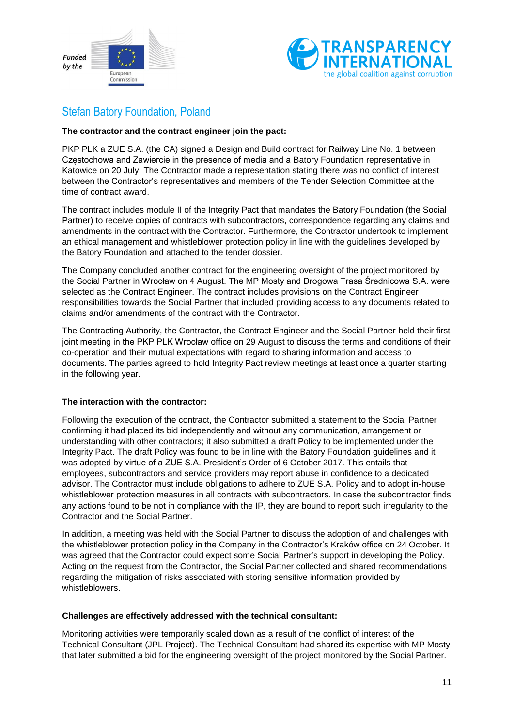## Stefan Batory Foundation, Poland

**The contractor and the contract engineer join the pact:**

PKP PLK a ZUE S.A. (the CA) signed a Design and Build contract for Railway Line No. 1 between Częstochowa and Zawiercie in the presence of media and a Batory Foundation representative in Katowice on 20 July. The Contractor made a representation stating there was no conflict of interest between the Contractor's representatives and members of the Tender Selection Committee at the time of contract award.

The contract includes module II of the Integrity Pact that mandates the Batory Foundation (the Social Partner) to receive copies of contracts with subcontractors, correspondence regarding any claims and amendments in the contract with the Contractor. Furthermore, the Contractor undertook to implement an ethical management and whistleblower protection policy in line with the guidelines developed by the Batory Foundation and attached to the tender dossier.

The Company concluded another contract for the engineering oversight of the project monitored by the Social Partner in Wrocław on 4 August. The MP Mosty and Drogowa Trasa Średnicowa S.A. were selected as the Contract Engineer. The contract includes provisions on the Contract Engineer responsibilities towards the Social Partner that included providing access to any documents related to claims and/or amendments of the contract with the Contractor.

The Contracting Authority, the Contractor, the Contract Engineer and the Social Partner held their first joint meeting in the PKP PLK Wrocław office on 29 August to discuss the terms and conditions of their co-operation and their mutual expectations with regard to sharing information and access to documents. The parties agreed to hold Integrity Pact review meetings at least once a quarter starting in the following year.

**The interaction with the contractor:**

Following the execution of the contract, the Contractor submitted a statement to the Social Partner confirming it had placed its bid independently and without any communication, arrangement or understanding with other contractors; it also submitted a draft Policy to be implemented under the Integrity Pact. The draft Policy was found to be in line with the Batory Foundation guidelines and it was adopted by virtue of a ZUE S.A. President's Order of 6 October 2017. This entails that employees, subcontractors and service providers may report abuse in confidence to a dedicated advisor. The Contractor must include obligations to adhere to ZUE S.A. Policy and to adopt in-house whistleblower protection measures in all contracts with subcontractors. In case the subcontractor finds any actions found to be not in compliance with the IP, they are bound to report such irregularity to the Contractor and the Social Partner.

In addition, a meeting was held with the Social Partner to discuss the adoption of and challenges with the whistleblower protection policy in the Company in the Contractor's Kraków office on 24 October. It was agreed that the Contractor could expect some Social Partner's support in developing the Policy. Acting on the request from the Contractor, the Social Partner collected and shared recommendations regarding the mitigation of risks associated with storing sensitive information provided by whistleblowers.

**Challenges are effectively addressed with the technical consultant:**

Monitoring activities were temporarily scaled down as a result of the conflict of interest of the Technical Consultant (JPL Project). The Technical Consultant had shared its expertise with MP Mosty that later submitted a bid for the engineering oversight of the project monitored by the Social Partner.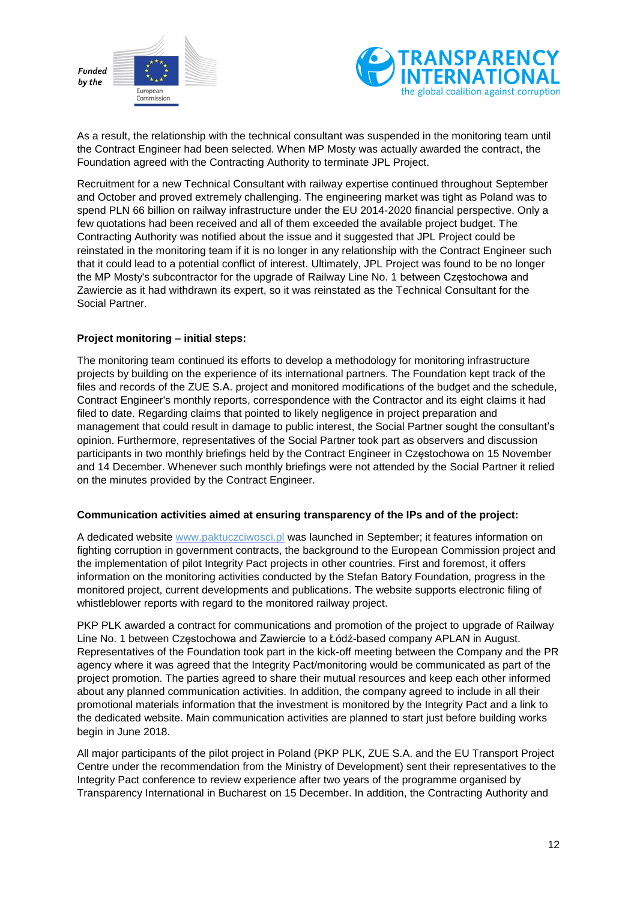As a result, the relationship with the technical consultant was suspended in the monitoring team until the Contract Engineer had been selected. When MP Mosty was actually awarded the contract, the Foundation agreed with the Contracting Authority to terminate JPL Project.

Recruitment for a new Technical Consultant with railway expertise continued throughout September and October and proved extremely challenging. The engineering market was tight as Poland was to spend PLN 66 billion on railway infrastructure under the EU 2014-2020 financial perspective. Only a few quotations had been received and all of them exceeded the available project budget. The Contracting Authority was notified about the issue and it suggested that JPL Project could be reinstated in the monitoring team if it is no longer in any relationship with the Contract Engineer such that it could lead to a potential conflict of interest. Ultimately, JPL Project was found to be no longer the MP Mosty's subcontractor for the upgrade of Railway Line No. 1 between Częstochowa and Zawiercie as it had withdrawn its expert, so it was reinstated as the Technical Consultant for the Social Partner.

**Project monitoring – initial steps:**

The monitoring team continued its efforts to develop a methodology for monitoring infrastructure projects by building on the experience of its international partners. The Foundation kept track of the files and records of the ZUE S.A. project and monitored modifications of the budget and the schedule, Contract Engineer's monthly reports, correspondence with the Contractor and its eight claims it had filed to date. Regarding claims that pointed to likely negligence in project preparation and management that could result in damage to public interest, the Social Partner sought the consultant's opinion. Furthermore, representatives of the Social Partner took part as observers and discussion participants in two monthly briefings held by the Contract Engineer in Częstochowa on 15 November and 14 December. Whenever such monthly briefings were not attended by the Social Partner it relied on the minutes provided by the Contract Engineer.

**Communication activities aimed at ensuring transparency of the IPs and of the project:**

A dedicated website www.paktuczciwosci.pl was launched in September; it features information on fighting corruption in government contracts, the background to the European Commission project and the implementation of pilot Integrity Pact projects in other countries. First and foremost, it offers information on the monitoring activities conducted by the Stefan Batory Foundation, progress in the monitored project, current developments and publications. The website supports electronic filing of whistleblower reports with regard to the monitored railway project.

PKP PLK awarded a contract for communications and promotion of the project to upgrade of Railway Line No. 1 between Częstochowa and Zawiercie to a Łódź-based company APLAN in August. Representatives of the Foundation took part in the kick-off meeting between the Company and the PR agency where it was agreed that the Integrity Pact/monitoring would be communicated as part of the project promotion. The parties agreed to share their mutual resources and keep each other informed about any planned communication activities. In addition, the company agreed to include in all their promotional materials information that the investment is monitored by the Integrity Pact and a link to the dedicated website. Main communication activities are planned to start just before building works begin in June 2018.

All major participants of the pilot project in Poland (PKP PLK, ZUE S.A. and the EU Transport Project Centre under the recommendation from the Ministry of Development) sent their representatives to the Integrity Pact conference to review experience after two years of the programme organised by Transparency International in Bucharest on 15 December. In addition, the Contracting Authority and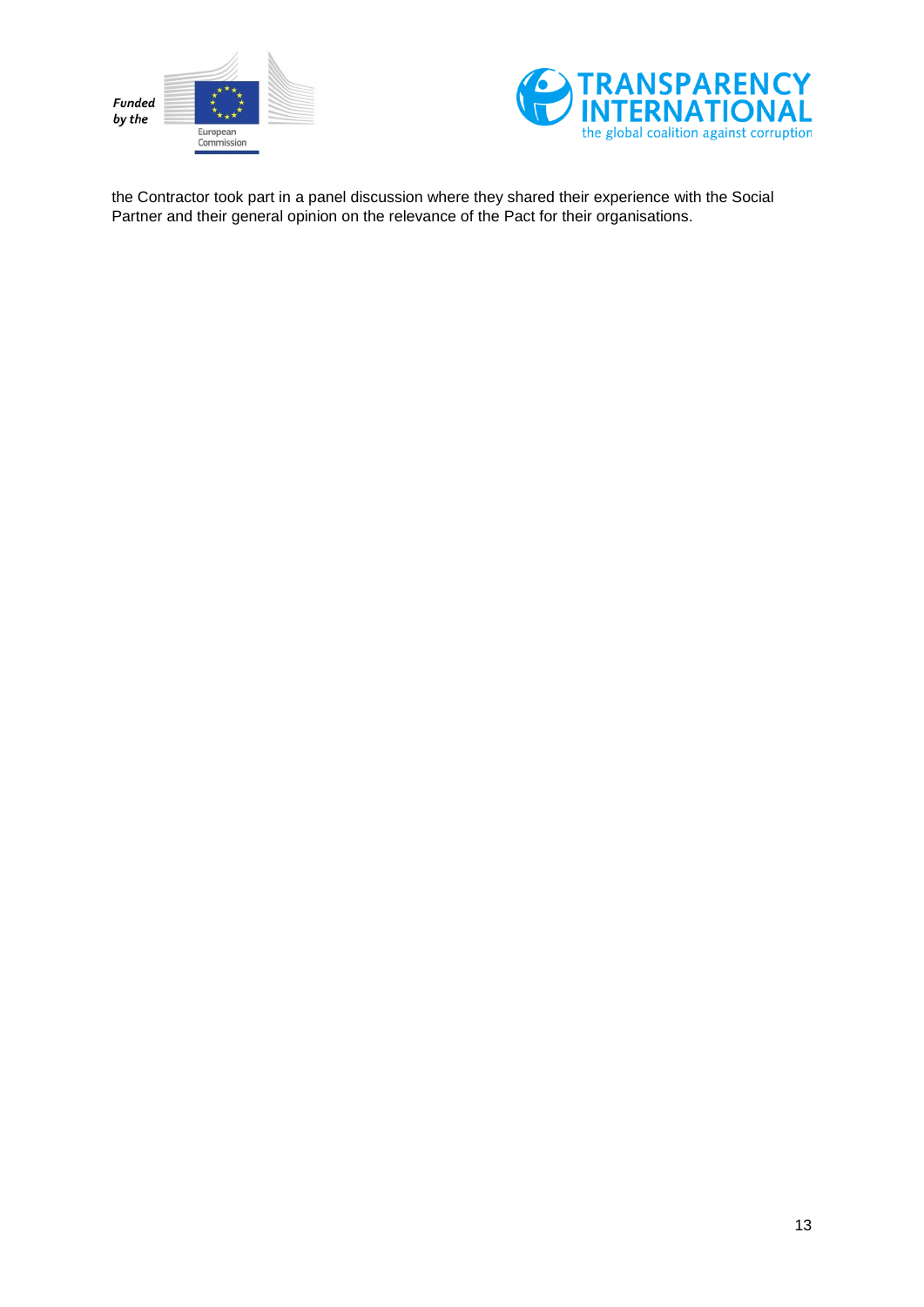the Contractor took part in a panel discussion where they shared their experience with the Social Partner and their general opinion on the relevance of the Pact for their organisations.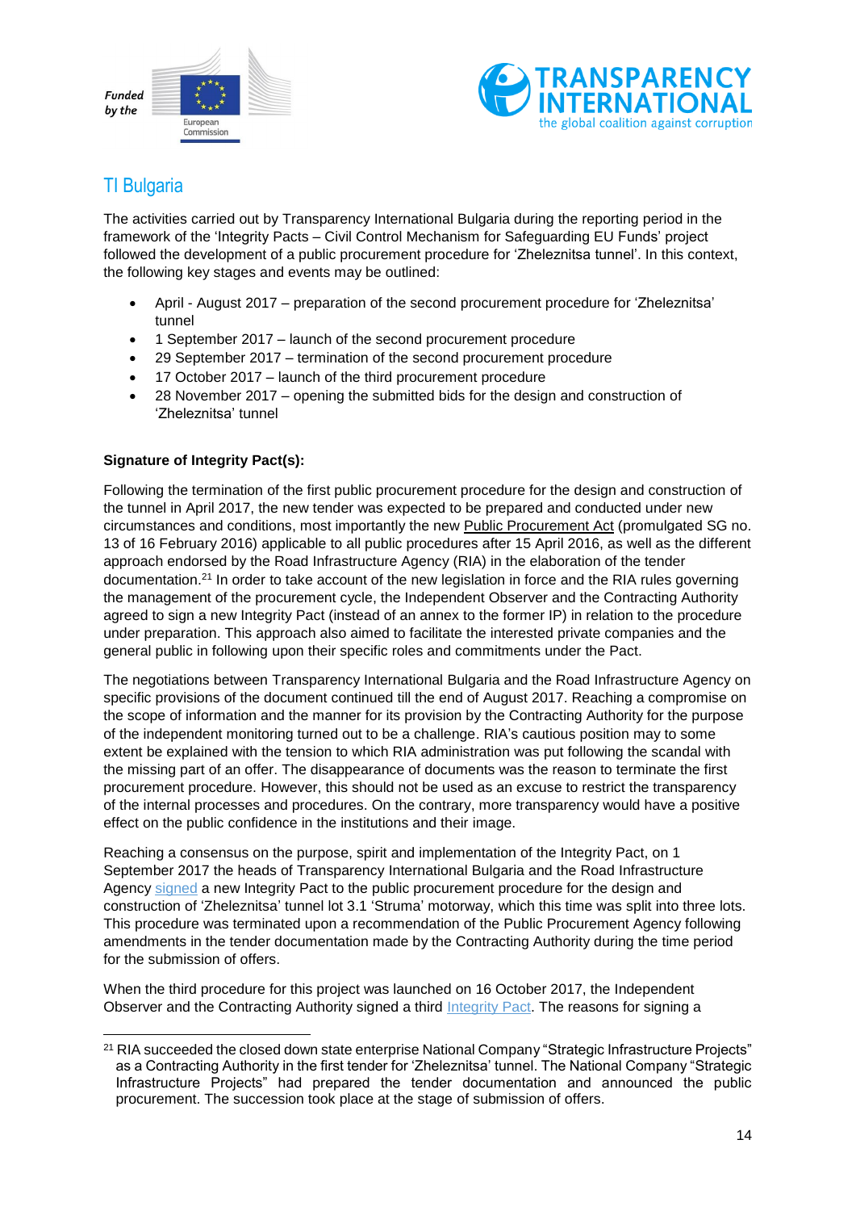## TI Bulgaria

The activities carried out by Transparency International Bulgaria during the reporting period in the framework of the 'Integrity Pacts – Civil Control Mechanism for Safeguarding EU Funds' project followed the development of a public procurement procedure for 'Zheleznitsa tunnel'. In this context, the following key stages and events may be outlined:

- April - August 2017 – preparation of the second procurement procedure for 'Zheleznitsa' tunnel
- 1 September 2017 – launch of the second procurement procedure
- 29 September 2017 – termination of the second procurement procedure
- 17 October 2017 – launch of the third procurement procedure
- 28 November 2017 – opening the submitted bids for the design and construction of 'Zheleznitsa' tunnel

**Signature of Integrity Pact(s):**

Following the termination of the first public procurement procedure for the design and construction of the tunnel in April 2017, the new tender was expected to be prepared and conducted under new circumstances and conditions, most importantly the new Public Procurement Act (promulgated SG no. 13 of 16 February 2016) applicable to all public procedures after 15 April 2016, as well as the different approach endorsed by the Road Infrastructure Agency (RIA) in the elaboration of the tender documentation.[21] In order to take account of the new legislation in force and the RIA rules governing the management of the procurement cycle, the Independent Observer and the Contracting Authority agreed to sign a new Integrity Pact (instead of an annex to the former IP) in relation to the procedure under preparation. This approach also aimed to facilitate the interested private companies and the general public in following upon their specific roles and commitments under the Pact.

The negotiations between Transparency International Bulgaria and the Road Infrastructure Agency on specific provisions of the document continued till the end of August 2017. Reaching a compromise on the scope of information and the manner for its provision by the Contracting Authority for the purpose of the independent monitoring turned out to be a challenge. RIA's cautious position may to some extent be explained with the tension to which RIA administration was put following the scandal with the missing part of an offer. The disappearance of documents was the reason to terminate the first procurement procedure. However, this should not be used as an excuse to restrict the transparency of the internal processes and procedures. On the contrary, more transparency would have a positive effect on the public confidence in the institutions and their image.

Reaching a consensus on the purpose, spirit and implementation of the Integrity Pact, on 1 September 2017 the heads of Transparency International Bulgaria and the Road Infrastructure Agency signed a new Integrity Pact to the public procurement procedure for the design and construction of 'Zheleznitsa' tunnel lot 3.1 'Struma' motorway, which this time was split into three lots. This procedure was terminated upon a recommendation of the Public Procurement Agency following amendments in the tender documentation made by the Contracting Authority during the time period for the submission of offers.

When the third procedure for this project was launched on 16 October 2017, the Independent Observer and the Contracting Authority signed a third Integrity Pact. The reasons for signing a

[21] RIA succeeded the closed down state enterprise National Company "Strategic Infrastructure Projects" as a Contracting Authority in the first tender for 'Zheleznitsa' tunnel. The National Company "Strategic Infrastructure Projects" had prepared the tender documentation and announced the public procurement. The succession took place at the stage of submission of offers.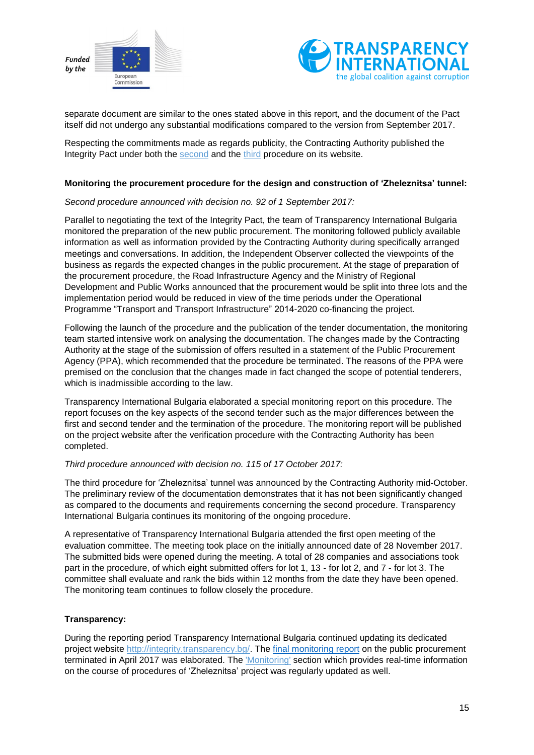separate document are similar to the ones stated above in this report, and the document of the Pact itself did not undergo any substantial modifications compared to the version from September 2017.

Respecting the commitments made as regards publicity, the Contracting Authority published the Integrity Pact under both the second and the third procedure on its website.

**Monitoring the procurement procedure for the design and construction of 'Zheleznitsa' tunnel:**

*Second procedure announced with decision no. 92 of 1 September 2017:*

Parallel to negotiating the text of the Integrity Pact, the team of Transparency International Bulgaria monitored the preparation of the new public procurement. The monitoring followed publicly available information as well as information provided by the Contracting Authority during specifically arranged meetings and conversations. In addition, the Independent Observer collected the viewpoints of the business as regards the expected changes in the public procurement. At the stage of preparation of the procurement procedure, the Road Infrastructure Agency and the Ministry of Regional Development and Public Works announced that the procurement would be split into three lots and the implementation period would be reduced in view of the time periods under the Operational Programme "Transport and Transport Infrastructure" 2014-2020 co-financing the project.

Following the launch of the procedure and the publication of the tender documentation, the monitoring team started intensive work on analysing the documentation. The changes made by the Contracting Authority at the stage of the submission of offers resulted in a statement of the Public Procurement Agency (PPA), which recommended that the procedure be terminated. The reasons of the PPA were premised on the conclusion that the changes made in fact changed the scope of potential tenderers, which is inadmissible according to the law.

Transparency International Bulgaria elaborated a special monitoring report on this procedure. The report focuses on the key aspects of the second tender such as the major differences between the first and second tender and the termination of the procedure. The monitoring report will be published on the project website after the verification procedure with the Contracting Authority has been completed.

*Third procedure announced with decision no. 115 of 17 October 2017:*

The third procedure for 'Zheleznitsa' tunnel was announced by the Contracting Authority mid-October. The preliminary review of the documentation demonstrates that it has not been significantly changed as compared to the documents and requirements concerning the second procedure. Transparency International Bulgaria continues its monitoring of the ongoing procedure.

A representative of Transparency International Bulgaria attended the first open meeting of the evaluation committee. The meeting took place on the initially announced date of 28 November 2017. The submitted bids were opened during the meeting. A total of 28 companies and associations took part in the procedure, of which eight submitted offers for lot 1, 13 - for lot 2, and 7 - for lot 3. The committee shall evaluate and rank the bids within 12 months from the date they have been opened. The monitoring team continues to follow closely the procedure.

**Transparency:**

During the reporting period Transparency International Bulgaria continued updating its dedicated project website http://integrity.transparency.bg/. The final monitoring report on the public procurement terminated in April 2017 was elaborated. The 'Monitoring' section which provides real-time information on the course of procedures of 'Zheleznitsa' project was regularly updated as well.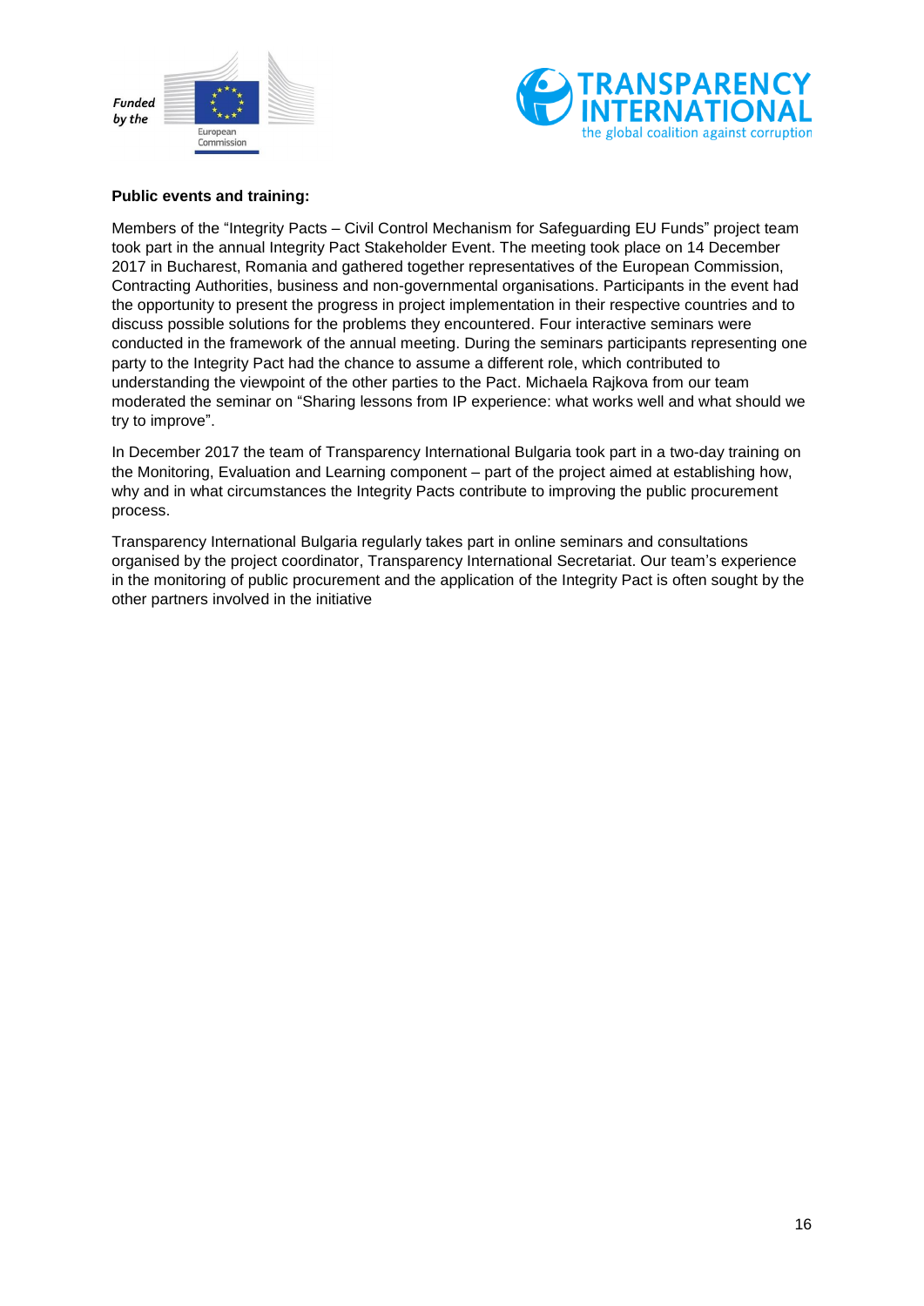**Public events and training:**

Members of the "Integrity Pacts – Civil Control Mechanism for Safeguarding EU Funds" project team took part in the annual Integrity Pact Stakeholder Event. The meeting took place on 14 December 2017 in Bucharest, Romania and gathered together representatives of the European Commission, Contracting Authorities, business and non-governmental organisations. Participants in the event had the opportunity to present the progress in project implementation in their respective countries and to discuss possible solutions for the problems they encountered. Four interactive seminars were conducted in the framework of the annual meeting. During the seminars participants representing one party to the Integrity Pact had the chance to assume a different role, which contributed to understanding the viewpoint of the other parties to the Pact. Michaela Rajkova from our team moderated the seminar on "Sharing lessons from IP experience: what works well and what should we try to improve".

In December 2017 the team of Transparency International Bulgaria took part in a two-day training on the Monitoring, Evaluation and Learning component – part of the project aimed at establishing how, why and in what circumstances the Integrity Pacts contribute to improving the public procurement process.

Transparency International Bulgaria regularly takes part in online seminars and consultations organised by the project coordinator, Transparency International Secretariat. Our team's experience in the monitoring of public procurement and the application of the Integrity Pact is often sought by the other partners involved in the initiative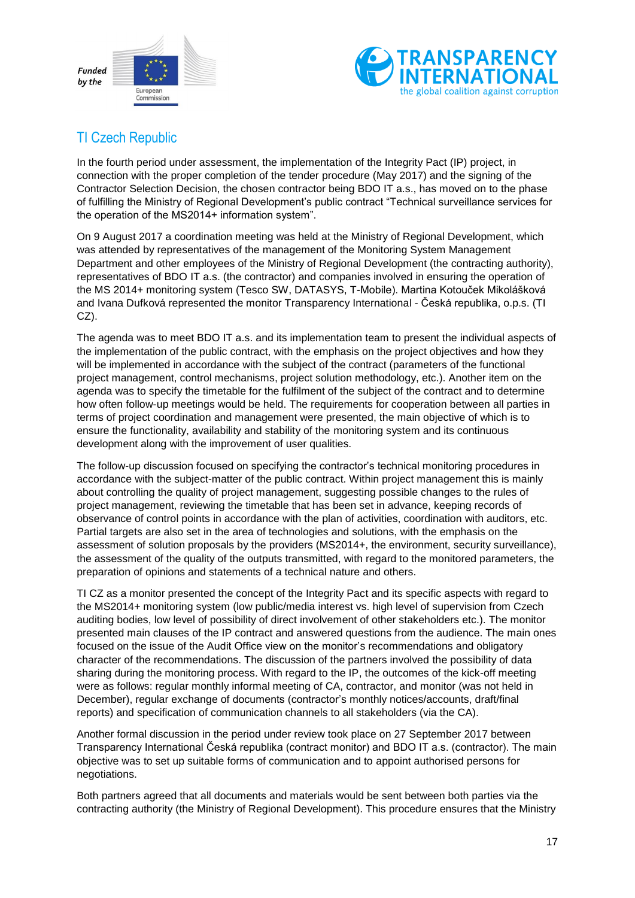## TI Czech Republic

In the fourth period under assessment, the implementation of the Integrity Pact (IP) project, in connection with the proper completion of the tender procedure (May 2017) and the signing of the Contractor Selection Decision, the chosen contractor being BDO IT a.s., has moved on to the phase of fulfilling the Ministry of Regional Development's public contract "Technical surveillance services for the operation of the MS2014+ information system".

On 9 August 2017 a coordination meeting was held at the Ministry of Regional Development, which was attended by representatives of the management of the Monitoring System Management Department and other employees of the Ministry of Regional Development (the contracting authority), representatives of BDO IT a.s. (the contractor) and companies involved in ensuring the operation of the MS 2014+ monitoring system (Tesco SW, DATASYS, T-Mobile). Martina Kotouček Mikolášková and Ivana Dufková represented the monitor Transparency International - Česká republika, o.p.s. (TI CZ).

The agenda was to meet BDO IT a.s. and its implementation team to present the individual aspects of the implementation of the public contract, with the emphasis on the project objectives and how they will be implemented in accordance with the subject of the contract (parameters of the functional project management, control mechanisms, project solution methodology, etc.). Another item on the agenda was to specify the timetable for the fulfilment of the subject of the contract and to determine how often follow-up meetings would be held. The requirements for cooperation between all parties in terms of project coordination and management were presented, the main objective of which is to ensure the functionality, availability and stability of the monitoring system and its continuous development along with the improvement of user qualities.

The follow-up discussion focused on specifying the contractor's technical monitoring procedures in accordance with the subject-matter of the public contract. Within project management this is mainly about controlling the quality of project management, suggesting possible changes to the rules of project management, reviewing the timetable that has been set in advance, keeping records of observance of control points in accordance with the plan of activities, coordination with auditors, etc. Partial targets are also set in the area of technologies and solutions, with the emphasis on the assessment of solution proposals by the providers (MS2014+, the environment, security surveillance), the assessment of the quality of the outputs transmitted, with regard to the monitored parameters, the preparation of opinions and statements of a technical nature and others.

TI CZ as a monitor presented the concept of the Integrity Pact and its specific aspects with regard to the MS2014+ monitoring system (low public/media interest vs. high level of supervision from Czech auditing bodies, low level of possibility of direct involvement of other stakeholders etc.). The monitor presented main clauses of the IP contract and answered questions from the audience. The main ones focused on the issue of the Audit Office view on the monitor's recommendations and obligatory character of the recommendations. The discussion of the partners involved the possibility of data sharing during the monitoring process. With regard to the IP, the outcomes of the kick-off meeting were as follows: regular monthly informal meeting of CA, contractor, and monitor (was not held in December), regular exchange of documents (contractor's monthly notices/accounts, draft/final reports) and specification of communication channels to all stakeholders (via the CA).

Another formal discussion in the period under review took place on 27 September 2017 between Transparency International Česká republika (contract monitor) and BDO IT a.s. (contractor). The main objective was to set up suitable forms of communication and to appoint authorised persons for negotiations.

Both partners agreed that all documents and materials would be sent between both parties via the contracting authority (the Ministry of Regional Development). This procedure ensures that the Ministry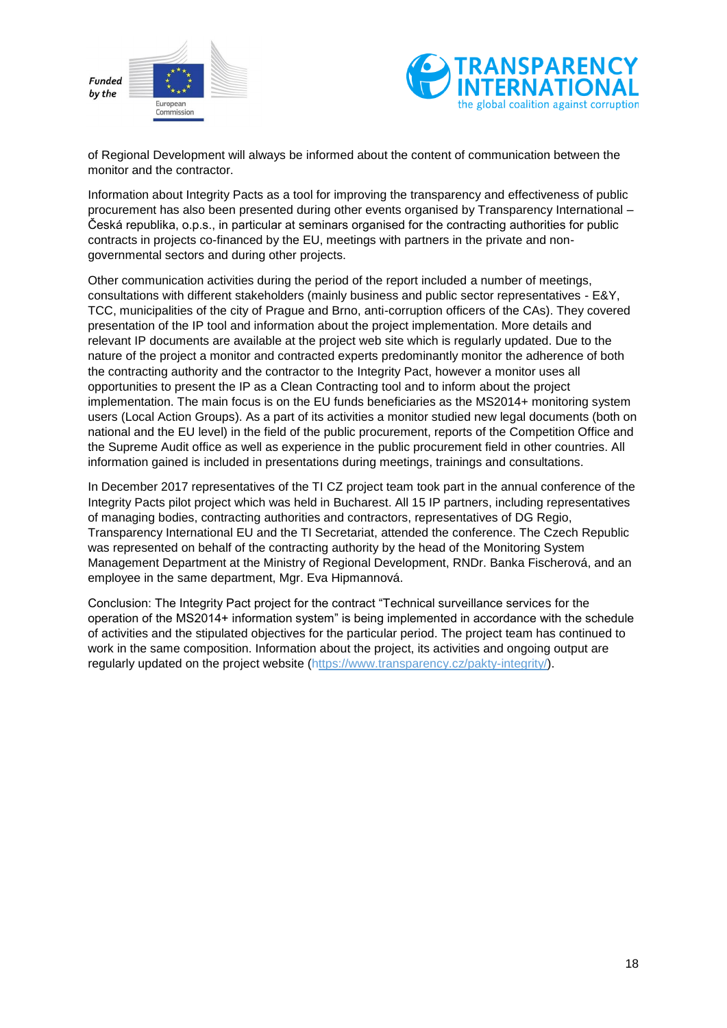of Regional Development will always be informed about the content of communication between the monitor and the contractor.

Information about Integrity Pacts as a tool for improving the transparency and effectiveness of public procurement has also been presented during other events organised by Transparency International – Česká republika, o.p.s., in particular at seminars organised for the contracting authorities for public contracts in projects co-financed by the EU, meetings with partners in the private and non-governmental sectors and during other projects.

Other communication activities during the period of the report included a number of meetings, consultations with different stakeholders (mainly business and public sector representatives - E&Y, TCC, municipalities of the city of Prague and Brno, anti-corruption officers of the CAs). They covered presentation of the IP tool and information about the project implementation. More details and relevant IP documents are available at the project web site which is regularly updated. Due to the nature of the project a monitor and contracted experts predominantly monitor the adherence of both the contracting authority and the contractor to the Integrity Pact, however a monitor uses all opportunities to present the IP as a Clean Contracting tool and to inform about the project implementation. The main focus is on the EU funds beneficiaries as the MS2014+ monitoring system users (Local Action Groups). As a part of its activities a monitor studied new legal documents (both on national and the EU level) in the field of the public procurement, reports of the Competition Office and the Supreme Audit office as well as experience in the public procurement field in other countries. All information gained is included in presentations during meetings, trainings and consultations.

In December 2017 representatives of the TI CZ project team took part in the annual conference of the Integrity Pacts pilot project which was held in Bucharest. All 15 IP partners, including representatives of managing bodies, contracting authorities and contractors, representatives of DG Regio, Transparency International EU and the TI Secretariat, attended the conference. The Czech Republic was represented on behalf of the contracting authority by the head of the Monitoring System Management Department at the Ministry of Regional Development, RNDr. Banka Fischerová, and an employee in the same department, Mgr. Eva Hipmannová.

Conclusion: The Integrity Pact project for the contract "Technical surveillance services for the operation of the MS2014+ information system" is being implemented in accordance with the schedule of activities and the stipulated objectives for the particular period. The project team has continued to work in the same composition. Information about the project, its activities and ongoing output are regularly updated on the project website (https://www.transparency.cz/pakty-integrity/).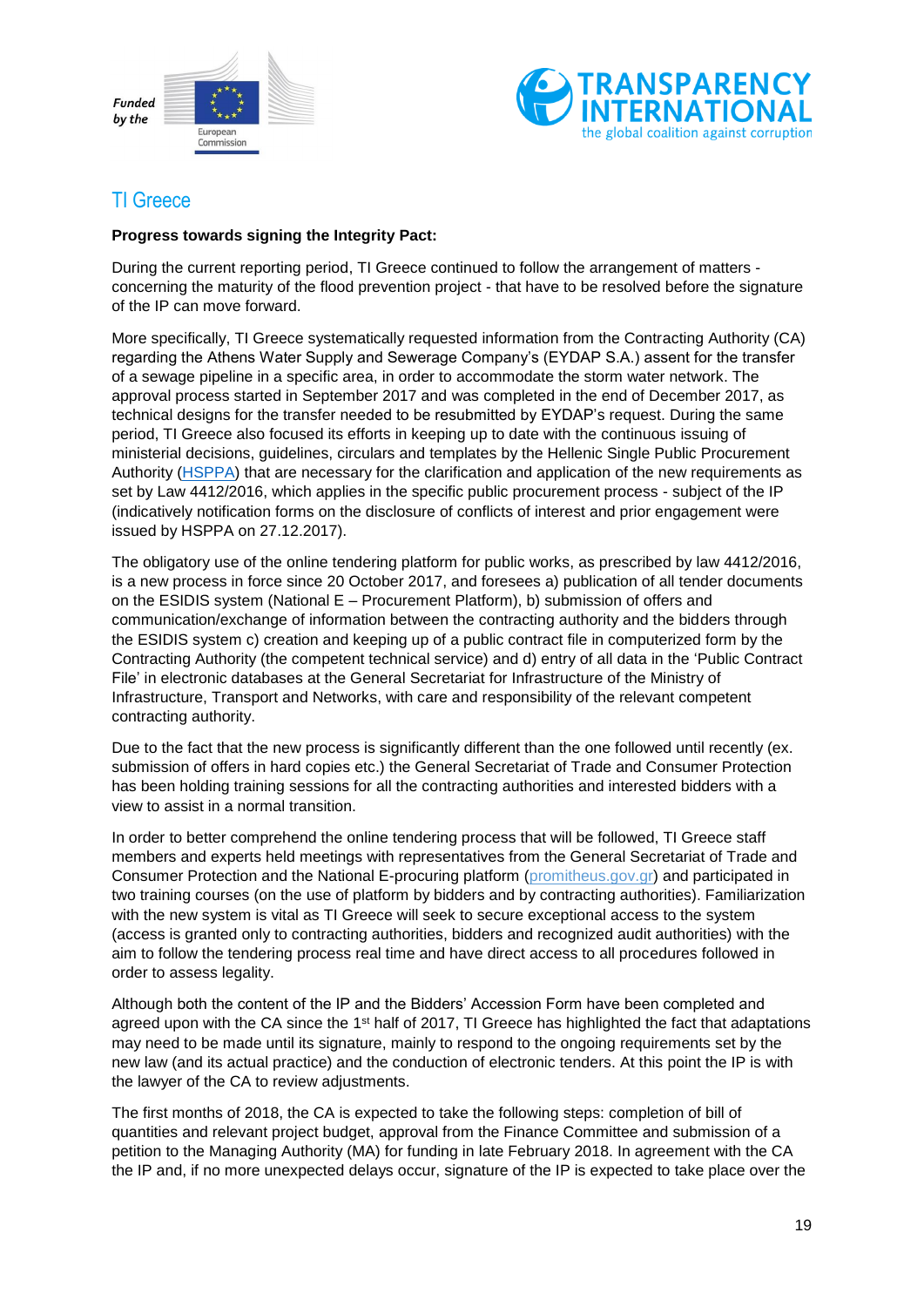## TI Greece

**Progress towards signing the Integrity Pact:**

During the current reporting period, TI Greece continued to follow the arrangement of matters - concerning the maturity of the flood prevention project - that have to be resolved before the signature of the IP can move forward.

More specifically, TI Greece systematically requested information from the Contracting Authority (CA) regarding the Athens Water Supply and Sewerage Company's (EYDAP S.A.) assent for the transfer of a sewage pipeline in a specific area, in order to accommodate the storm water network. The approval process started in September 2017 and was completed in the end of December 2017, as technical designs for the transfer needed to be resubmitted by EYDAP's request. During the same period, TI Greece also focused its efforts in keeping up to date with the continuous issuing of ministerial decisions, guidelines, circulars and templates by the Hellenic Single Public Procurement Authority (HSPPA) that are necessary for the clarification and application of the new requirements as set by Law 4412/2016, which applies in the specific public procurement process - subject of the IP (indicatively notification forms on the disclosure of conflicts of interest and prior engagement were issued by HSPPA on 27.12.2017).

The obligatory use of the online tendering platform for public works, as prescribed by law 4412/2016, is a new process in force since 20 October 2017, and foresees a) publication of all tender documents on the ESIDIS system (National E – Procurement Platform), b) submission of offers and communication/exchange of information between the contracting authority and the bidders through the ESIDIS system c) creation and keeping up of a public contract file in computerized form by the Contracting Authority (the competent technical service) and d) entry of all data in the 'Public Contract File' in electronic databases at the General Secretariat for Infrastructure of the Ministry of Infrastructure, Transport and Networks, with care and responsibility of the relevant competent contracting authority.

Due to the fact that the new process is significantly different than the one followed until recently (ex. submission of offers in hard copies etc.) the General Secretariat of Trade and Consumer Protection has been holding training sessions for all the contracting authorities and interested bidders with a view to assist in a normal transition.

In order to better comprehend the online tendering process that will be followed, TI Greece staff members and experts held meetings with representatives from the General Secretariat of Trade and Consumer Protection and the National E-procuring platform (promitheus.gov.gr) and participated in two training courses (on the use of platform by bidders and by contracting authorities). Familiarization with the new system is vital as TI Greece will seek to secure exceptional access to the system (access is granted only to contracting authorities, bidders and recognized audit authorities) with the aim to follow the tendering process real time and have direct access to all procedures followed in order to assess legality.

Although both the content of the IP and the Bidders' Accession Form have been completed and agreed upon with the CA since the 1st half of 2017, TI Greece has highlighted the fact that adaptations may need to be made until its signature, mainly to respond to the ongoing requirements set by the new law (and its actual practice) and the conduction of electronic tenders. At this point the IP is with the lawyer of the CA to review adjustments.

The first months of 2018, the CA is expected to take the following steps: completion of bill of quantities and relevant project budget, approval from the Finance Committee and submission of a petition to the Managing Authority (MA) for funding in late February 2018. In agreement with the CA the IP and, if no more unexpected delays occur, signature of the IP is expected to take place over the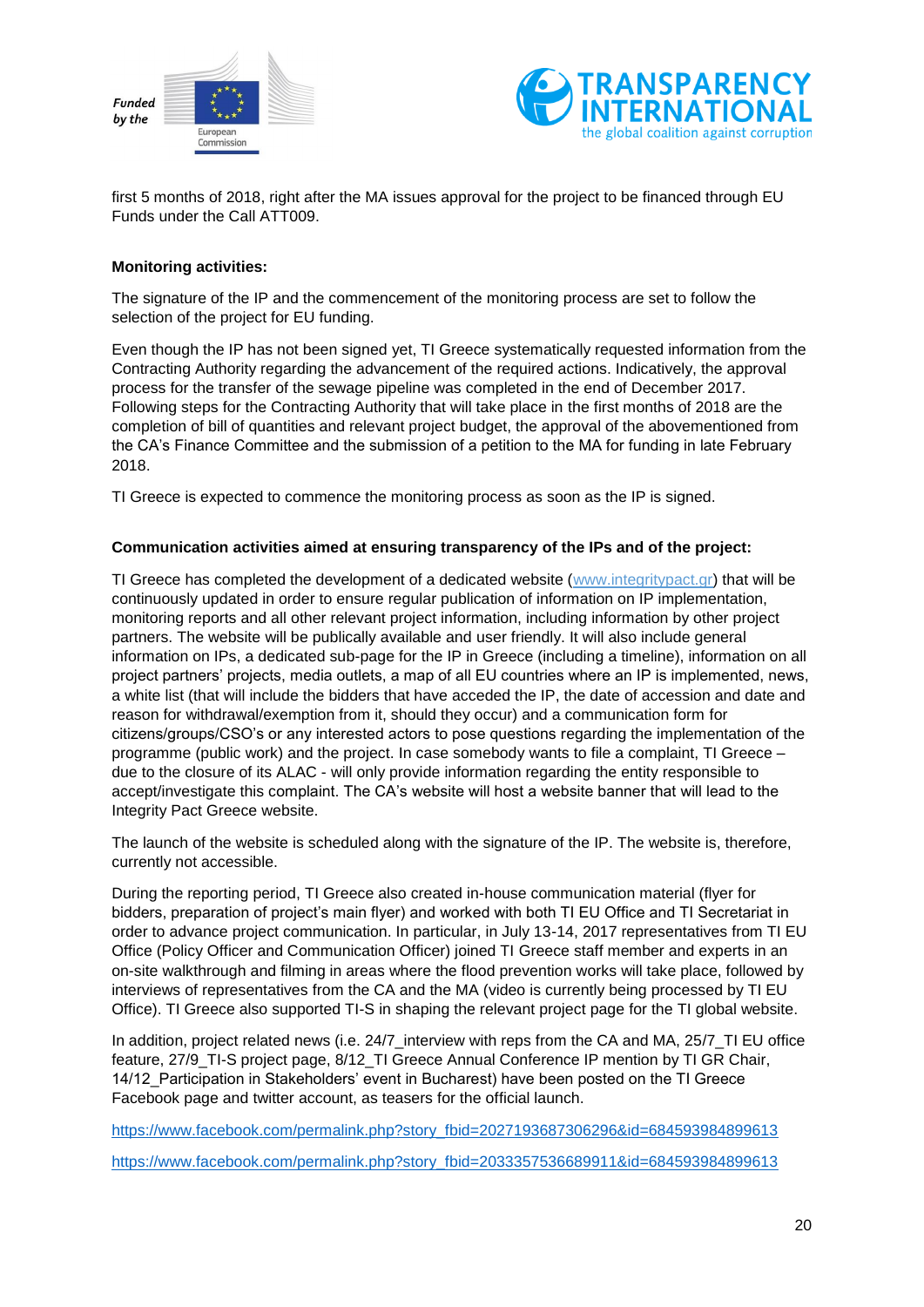first 5 months of 2018, right after the MA issues approval for the project to be financed through EU Funds under the Call ATT009.

**Monitoring activities:**

The signature of the IP and the commencement of the monitoring process are set to follow the selection of the project for EU funding.

Even though the IP has not been signed yet, TI Greece systematically requested information from the Contracting Authority regarding the advancement of the required actions. Indicatively, the approval process for the transfer of the sewage pipeline was completed in the end of December 2017. Following steps for the Contracting Authority that will take place in the first months of 2018 are the completion of bill of quantities and relevant project budget, the approval of the abovementioned from the CA's Finance Committee and the submission of a petition to the MA for funding in late February 2018.

TI Greece is expected to commence the monitoring process as soon as the IP is signed.

**Communication activities aimed at ensuring transparency of the IPs and of the project:**

TI Greece has completed the development of a dedicated website (www.integritypact.gr) that will be continuously updated in order to ensure regular publication of information on IP implementation, monitoring reports and all other relevant project information, including information by other project partners. The website will be publically available and user friendly. It will also include general information on IPs, a dedicated sub-page for the IP in Greece (including a timeline), information on all project partners' projects, media outlets, a map of all EU countries where an IP is implemented, news, a white list (that will include the bidders that have acceded the IP, the date of accession and date and reason for withdrawal/exemption from it, should they occur) and a communication form for citizens/groups/CSO's or any interested actors to pose questions regarding the implementation of the programme (public work) and the project. In case somebody wants to file a complaint, TI Greece – due to the closure of its ALAC - will only provide information regarding the entity responsible to accept/investigate this complaint. The CA's website will host a website banner that will lead to the Integrity Pact Greece website.

The launch of the website is scheduled along with the signature of the IP. The website is, therefore, currently not accessible.

During the reporting period, TI Greece also created in-house communication material (flyer for bidders, preparation of project's main flyer) and worked with both TI EU Office and TI Secretariat in order to advance project communication. In particular, in July 13-14, 2017 representatives from TI EU Office (Policy Officer and Communication Officer) joined TI Greece staff member and experts in an on-site walkthrough and filming in areas where the flood prevention works will take place, followed by interviews of representatives from the CA and the MA (video is currently being processed by TI EU Office). TI Greece also supported TI-S in shaping the relevant project page for the TI global website.

In addition, project related news (i.e. 24/7_interview with reps from the CA and MA, 25/7_TI EU office feature, 27/9_TI-S project page, 8/12_TI Greece Annual Conference IP mention by TI GR Chair, 14/12_Participation in Stakeholders' event in Bucharest) have been posted on the TI Greece Facebook page and twitter account, as teasers for the official launch.

https://www.facebook.com/permalink.php?story_fbid=2027193687306296&id=684593984899613

https://www.facebook.com/permalink.php?story_fbid=2033357536689911&id=684593984899613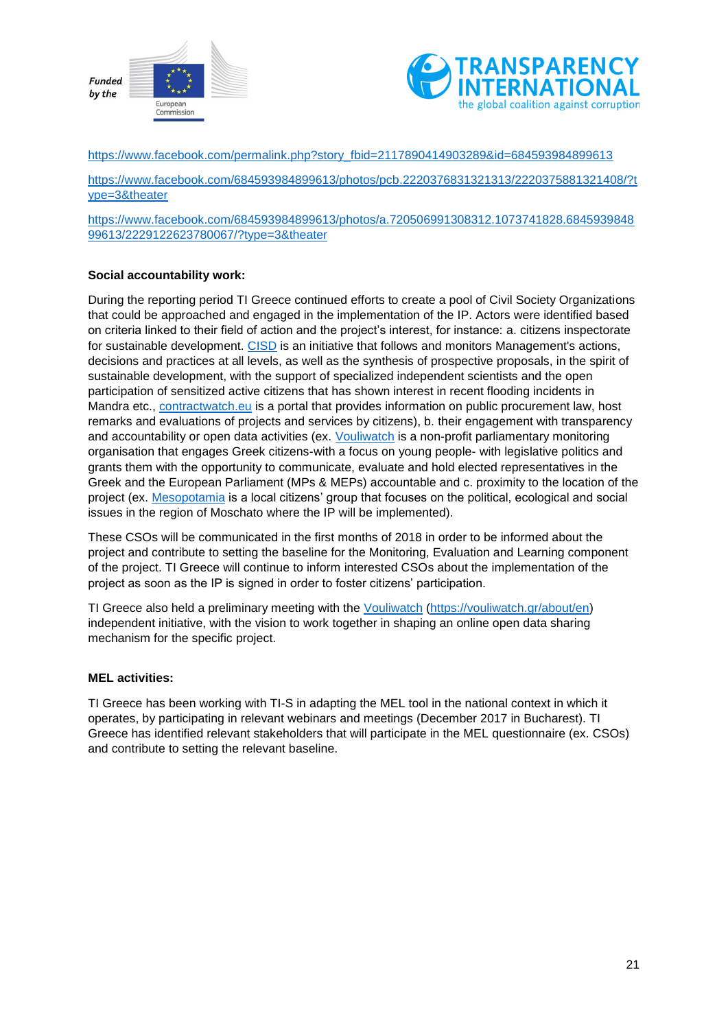https://www.facebook.com/permalink.php?story_fbid=2117890414903289&id=684593984899613

https://www.facebook.com/684593984899613/photos/pcb.2220376831321313/2220375881321408/?type=3&theater

https://www.facebook.com/684593984899613/photos/a.720506991308312.1073741828.684593984899613/2229122623780067/?type=3&theater

**Social accountability work:**

During the reporting period TI Greece continued efforts to create a pool of Civil Society Organizations that could be approached and engaged in the implementation of the IP. Actors were identified based on criteria linked to their field of action and the project's interest, for instance: a. citizens inspectorate for sustainable development. CISD is an initiative that follows and monitors Management's actions, decisions and practices at all levels, as well as the synthesis of prospective proposals, in the spirit of sustainable development, with the support of specialized independent scientists and the open participation of sensitized active citizens that has shown interest in recent flooding incidents in Mandra etc., contractwatch.eu is a portal that provides information on public procurement law, host remarks and evaluations of projects and services by citizens), b. their engagement with transparency and accountability or open data activities (ex. Vouliwatch is a non-profit parliamentary monitoring organisation that engages Greek citizens-with a focus on young people- with legislative politics and grants them with the opportunity to communicate, evaluate and hold elected representatives in the Greek and the European Parliament (MPs & MEPs) accountable and c. proximity to the location of the project (ex. Mesopotamia is a local citizens' group that focuses on the political, ecological and social issues in the region of Moschato where the IP will be implemented).

These CSOs will be communicated in the first months of 2018 in order to be informed about the project and contribute to setting the baseline for the Monitoring, Evaluation and Learning component of the project. TI Greece will continue to inform interested CSOs about the implementation of the project as soon as the IP is signed in order to foster citizens' participation.

TI Greece also held a preliminary meeting with the Vouliwatch (https://vouliwatch.gr/about/en) independent initiative, with the vision to work together in shaping an online open data sharing mechanism for the specific project.

**MEL activities:**

TI Greece has been working with TI-S in adapting the MEL tool in the national context in which it operates, by participating in relevant webinars and meetings (December 2017 in Bucharest). TI Greece has identified relevant stakeholders that will participate in the MEL questionnaire (ex. CSOs) and contribute to setting the relevant baseline.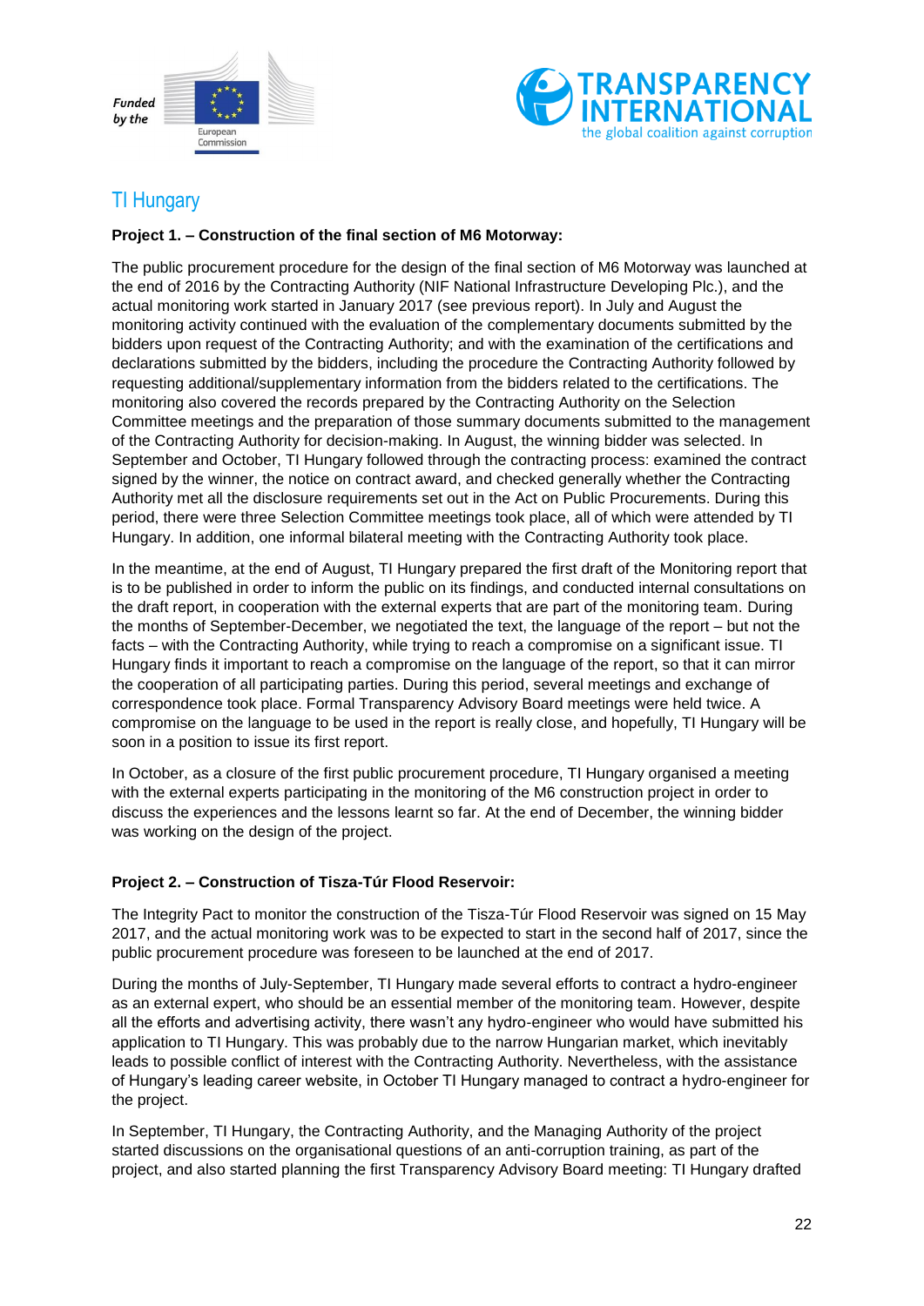## TI Hungary

**Project 1. – Construction of the final section of M6 Motorway:**

The public procurement procedure for the design of the final section of M6 Motorway was launched at the end of 2016 by the Contracting Authority (NIF National Infrastructure Developing Plc.), and the actual monitoring work started in January 2017 (see previous report). In July and August the monitoring activity continued with the evaluation of the complementary documents submitted by the bidders upon request of the Contracting Authority; and with the examination of the certifications and declarations submitted by the bidders, including the procedure the Contracting Authority followed by requesting additional/supplementary information from the bidders related to the certifications. The monitoring also covered the records prepared by the Contracting Authority on the Selection Committee meetings and the preparation of those summary documents submitted to the management of the Contracting Authority for decision-making. In August, the winning bidder was selected. In September and October, TI Hungary followed through the contracting process: examined the contract signed by the winner, the notice on contract award, and checked generally whether the Contracting Authority met all the disclosure requirements set out in the Act on Public Procurements. During this period, there were three Selection Committee meetings took place, all of which were attended by TI Hungary. In addition, one informal bilateral meeting with the Contracting Authority took place.

In the meantime, at the end of August, TI Hungary prepared the first draft of the Monitoring report that is to be published in order to inform the public on its findings, and conducted internal consultations on the draft report, in cooperation with the external experts that are part of the monitoring team. During the months of September-December, we negotiated the text, the language of the report – but not the facts – with the Contracting Authority, while trying to reach a compromise on a significant issue. TI Hungary finds it important to reach a compromise on the language of the report, so that it can mirror the cooperation of all participating parties. During this period, several meetings and exchange of correspondence took place. Formal Transparency Advisory Board meetings were held twice. A compromise on the language to be used in the report is really close, and hopefully, TI Hungary will be soon in a position to issue its first report.

In October, as a closure of the first public procurement procedure, TI Hungary organised a meeting with the external experts participating in the monitoring of the M6 construction project in order to discuss the experiences and the lessons learnt so far. At the end of December, the winning bidder was working on the design of the project.

**Project 2. – Construction of Tisza-Túr Flood Reservoir:**

The Integrity Pact to monitor the construction of the Tisza-Túr Flood Reservoir was signed on 15 May 2017, and the actual monitoring work was to be expected to start in the second half of 2017, since the public procurement procedure was foreseen to be launched at the end of 2017.

During the months of July-September, TI Hungary made several efforts to contract a hydro-engineer as an external expert, who should be an essential member of the monitoring team. However, despite all the efforts and advertising activity, there wasn't any hydro-engineer who would have submitted his application to TI Hungary. This was probably due to the narrow Hungarian market, which inevitably leads to possible conflict of interest with the Contracting Authority. Nevertheless, with the assistance of Hungary's leading career website, in October TI Hungary managed to contract a hydro-engineer for the project.

In September, TI Hungary, the Contracting Authority, and the Managing Authority of the project started discussions on the organisational questions of an anti-corruption training, as part of the project, and also started planning the first Transparency Advisory Board meeting: TI Hungary drafted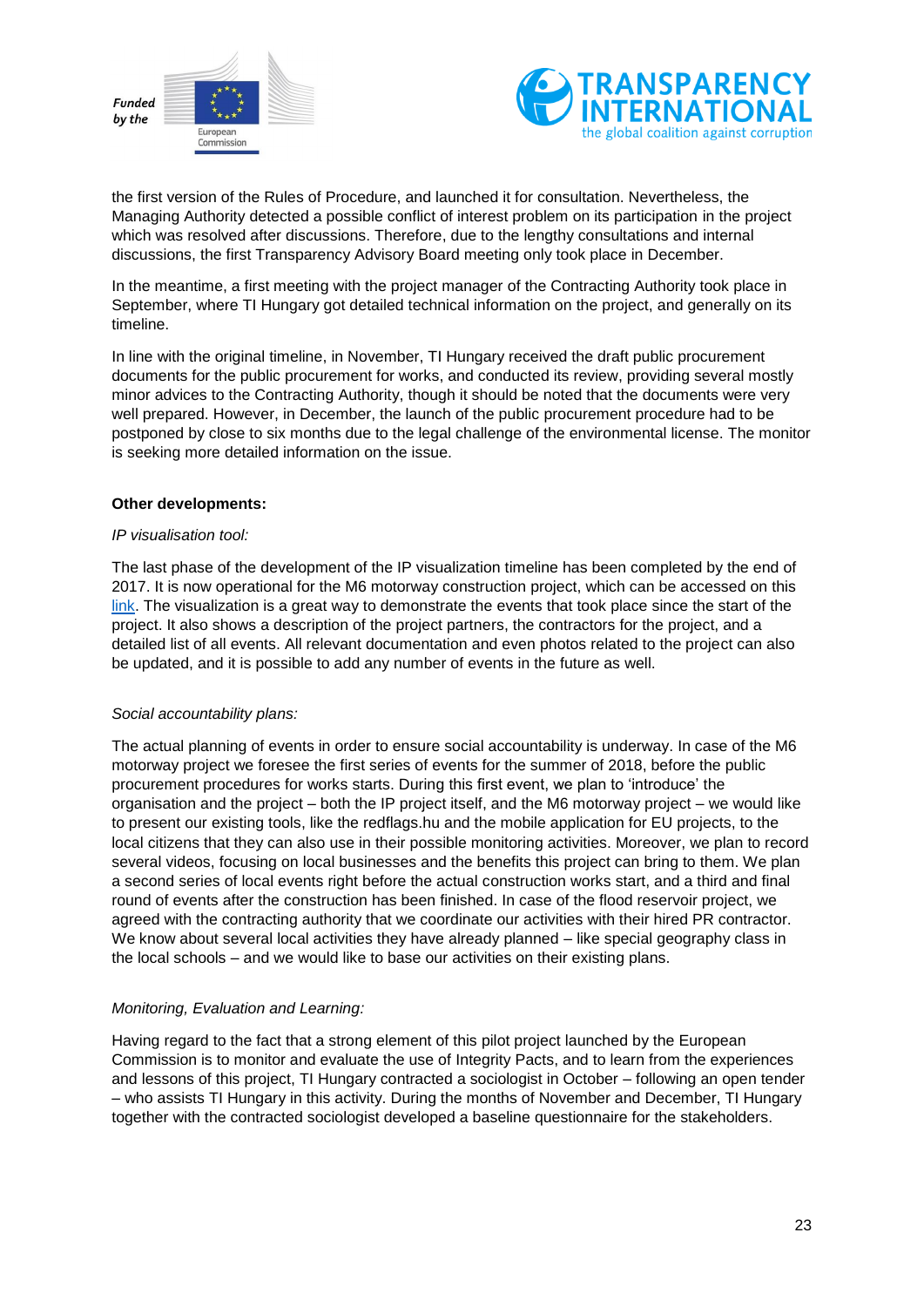the first version of the Rules of Procedure, and launched it for consultation. Nevertheless, the Managing Authority detected a possible conflict of interest problem on its participation in the project which was resolved after discussions. Therefore, due to the lengthy consultations and internal discussions, the first Transparency Advisory Board meeting only took place in December.

In the meantime, a first meeting with the project manager of the Contracting Authority took place in September, where TI Hungary got detailed technical information on the project, and generally on its timeline.

In line with the original timeline, in November, TI Hungary received the draft public procurement documents for the public procurement for works, and conducted its review, providing several mostly minor advices to the Contracting Authority, though it should be noted that the documents were very well prepared. However, in December, the launch of the public procurement procedure had to be postponed by close to six months due to the legal challenge of the environmental license. The monitor is seeking more detailed information on the issue.

**Other developments:**

*IP visualisation tool:*

The last phase of the development of the IP visualization timeline has been completed by the end of 2017. It is now operational for the M6 motorway construction project, which can be accessed on this link. The visualization is a great way to demonstrate the events that took place since the start of the project. It also shows a description of the project partners, the contractors for the project, and a detailed list of all events. All relevant documentation and even photos related to the project can also be updated, and it is possible to add any number of events in the future as well.

*Social accountability plans:*

The actual planning of events in order to ensure social accountability is underway. In case of the M6 motorway project we foresee the first series of events for the summer of 2018, before the public procurement procedures for works starts. During this first event, we plan to 'introduce' the organisation and the project – both the IP project itself, and the M6 motorway project – we would like to present our existing tools, like the redflags.hu and the mobile application for EU projects, to the local citizens that they can also use in their possible monitoring activities. Moreover, we plan to record several videos, focusing on local businesses and the benefits this project can bring to them. We plan a second series of local events right before the actual construction works start, and a third and final round of events after the construction has been finished. In case of the flood reservoir project, we agreed with the contracting authority that we coordinate our activities with their hired PR contractor. We know about several local activities they have already planned – like special geography class in the local schools – and we would like to base our activities on their existing plans.

*Monitoring, Evaluation and Learning:*

Having regard to the fact that a strong element of this pilot project launched by the European Commission is to monitor and evaluate the use of Integrity Pacts, and to learn from the experiences and lessons of this project, TI Hungary contracted a sociologist in October – following an open tender – who assists TI Hungary in this activity. During the months of November and December, TI Hungary together with the contracted sociologist developed a baseline questionnaire for the stakeholders.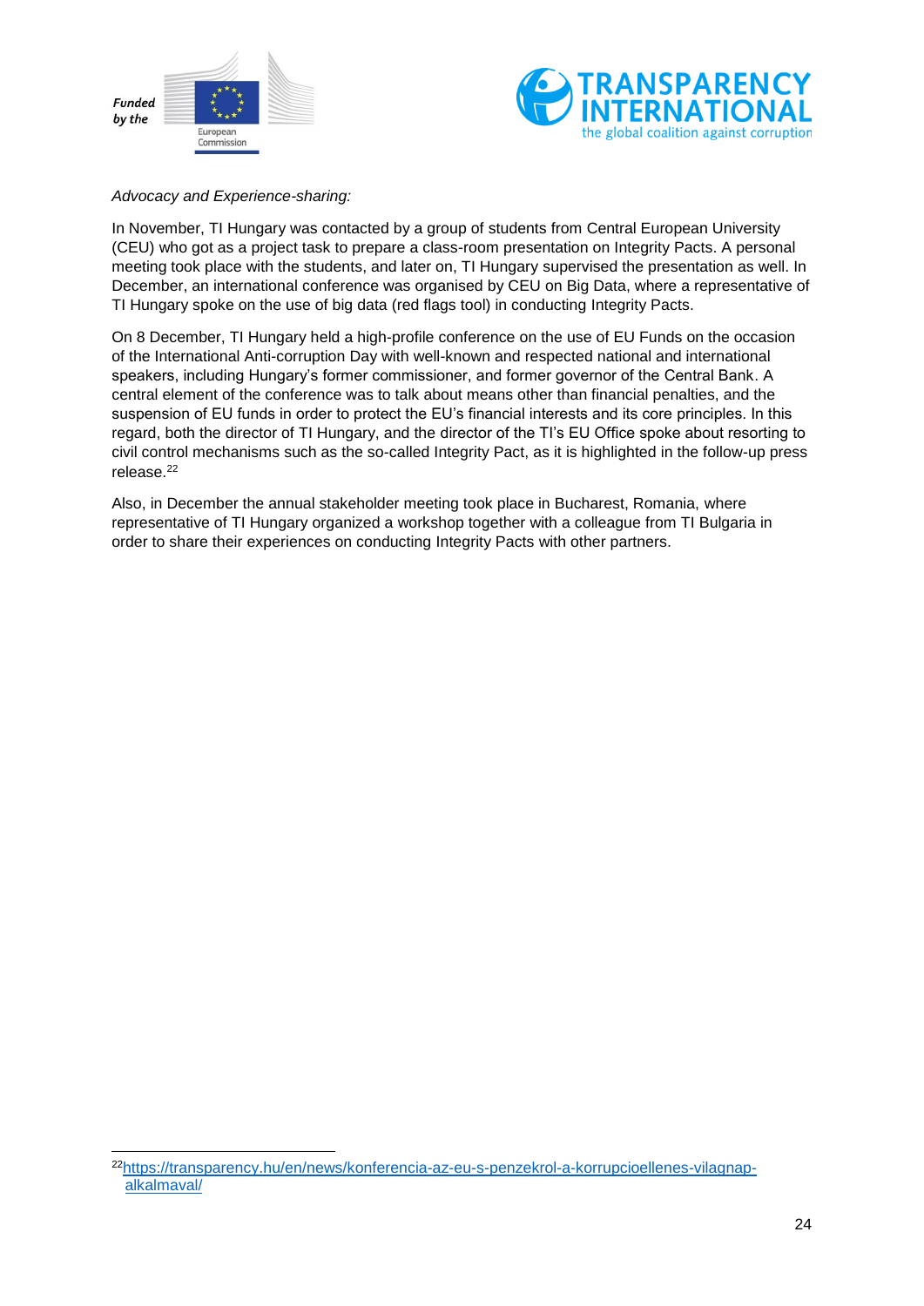*Advocacy and Experience-sharing:*

In November, TI Hungary was contacted by a group of students from Central European University (CEU) who got as a project task to prepare a class-room presentation on Integrity Pacts. A personal meeting took place with the students, and later on, TI Hungary supervised the presentation as well. In December, an international conference was organised by CEU on Big Data, where a representative of TI Hungary spoke on the use of big data (red flags tool) in conducting Integrity Pacts.

On 8 December, TI Hungary held a high-profile conference on the use of EU Funds on the occasion of the International Anti-corruption Day with well-known and respected national and international speakers, including Hungary's former commissioner, and former governor of the Central Bank. A central element of the conference was to talk about means other than financial penalties, and the suspension of EU funds in order to protect the EU's financial interests and its core principles. In this regard, both the director of TI Hungary, and the director of the TI's EU Office spoke about resorting to civil control mechanisms such as the so-called Integrity Pact, as it is highlighted in the follow-up press release.[22]

Also, in December the annual stakeholder meeting took place in Bucharest, Romania, where representative of TI Hungary organized a workshop together with a colleague from TI Bulgaria in order to share their experiences on conducting Integrity Pacts with other partners.

---

[22] https://transparency.hu/en/news/konferencia-az-eu-s-penzekrol-a-korrupcioellenes-vilagnap-alkalmaval/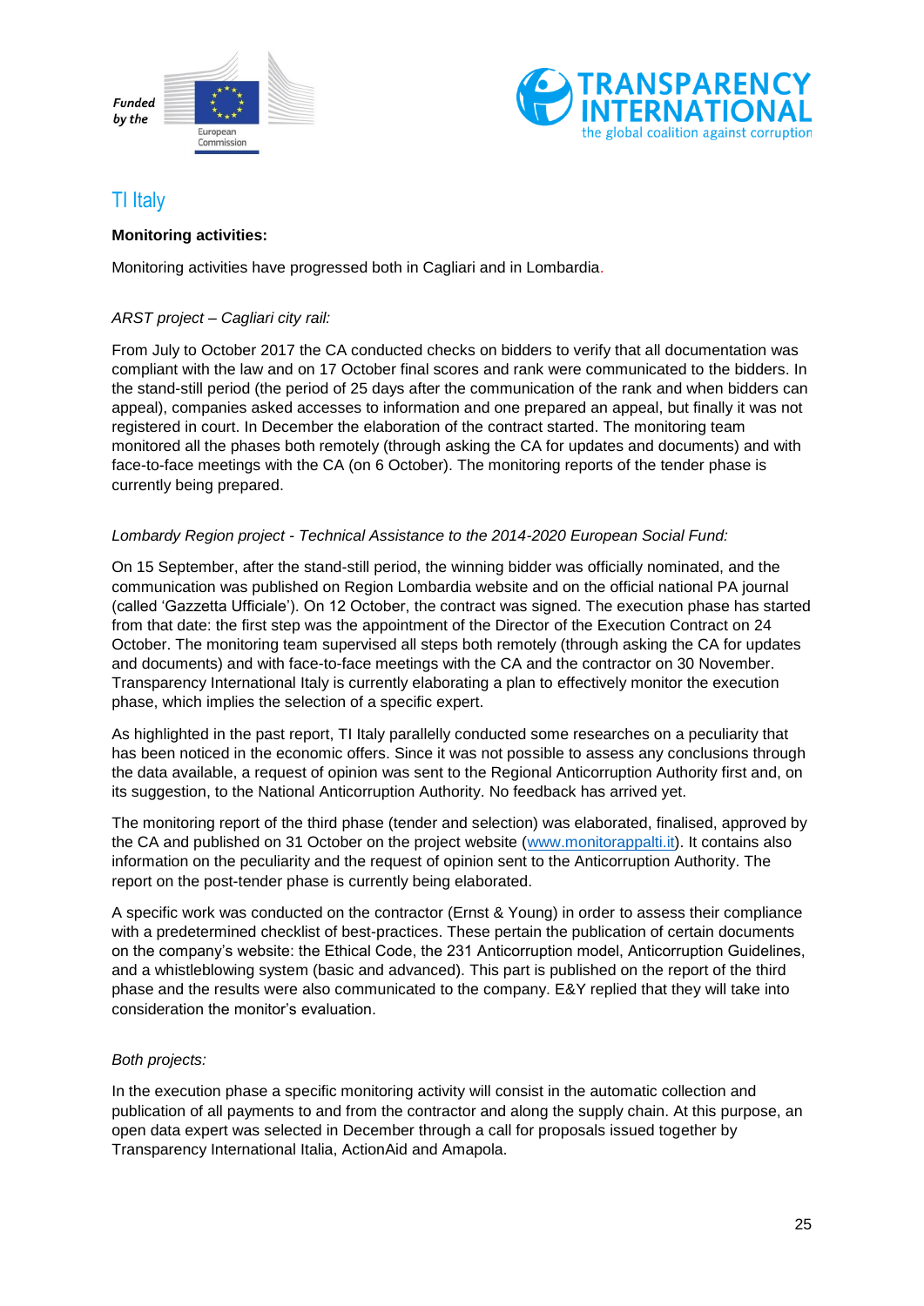## TI Italy

**Monitoring activities:**

Monitoring activities have progressed both in Cagliari and in Lombardia.

*ARST project – Cagliari city rail:*

From July to October 2017 the CA conducted checks on bidders to verify that all documentation was compliant with the law and on 17 October final scores and rank were communicated to the bidders. In the stand-still period (the period of 25 days after the communication of the rank and when bidders can appeal), companies asked accesses to information and one prepared an appeal, but finally it was not registered in court. In December the elaboration of the contract started. The monitoring team monitored all the phases both remotely (through asking the CA for updates and documents) and with face-to-face meetings with the CA (on 6 October). The monitoring reports of the tender phase is currently being prepared.

*Lombardy Region project - Technical Assistance to the 2014-2020 European Social Fund:*

On 15 September, after the stand-still period, the winning bidder was officially nominated, and the communication was published on Region Lombardia website and on the official national PA journal (called 'Gazzetta Ufficiale'). On 12 October, the contract was signed. The execution phase has started from that date: the first step was the appointment of the Director of the Execution Contract on 24 October. The monitoring team supervised all steps both remotely (through asking the CA for updates and documents) and with face-to-face meetings with the CA and the contractor on 30 November. Transparency International Italy is currently elaborating a plan to effectively monitor the execution phase, which implies the selection of a specific expert.

As highlighted in the past report, TI Italy parallelly conducted some researches on a peculiarity that has been noticed in the economic offers. Since it was not possible to assess any conclusions through the data available, a request of opinion was sent to the Regional Anticorruption Authority first and, on its suggestion, to the National Anticorruption Authority. No feedback has arrived yet.

The monitoring report of the third phase (tender and selection) was elaborated, finalised, approved by the CA and published on 31 October on the project website (www.monitorappalti.it). It contains also information on the peculiarity and the request of opinion sent to the Anticorruption Authority. The report on the post-tender phase is currently being elaborated.

A specific work was conducted on the contractor (Ernst & Young) in order to assess their compliance with a predetermined checklist of best-practices. These pertain the publication of certain documents on the company's website: the Ethical Code, the 231 Anticorruption model, Anticorruption Guidelines, and a whistleblowing system (basic and advanced). This part is published on the report of the third phase and the results were also communicated to the company. E&Y replied that they will take into consideration the monitor's evaluation.

*Both projects:*

In the execution phase a specific monitoring activity will consist in the automatic collection and publication of all payments to and from the contractor and along the supply chain. At this purpose, an open data expert was selected in December through a call for proposals issued together by Transparency International Italia, ActionAid and Amapola.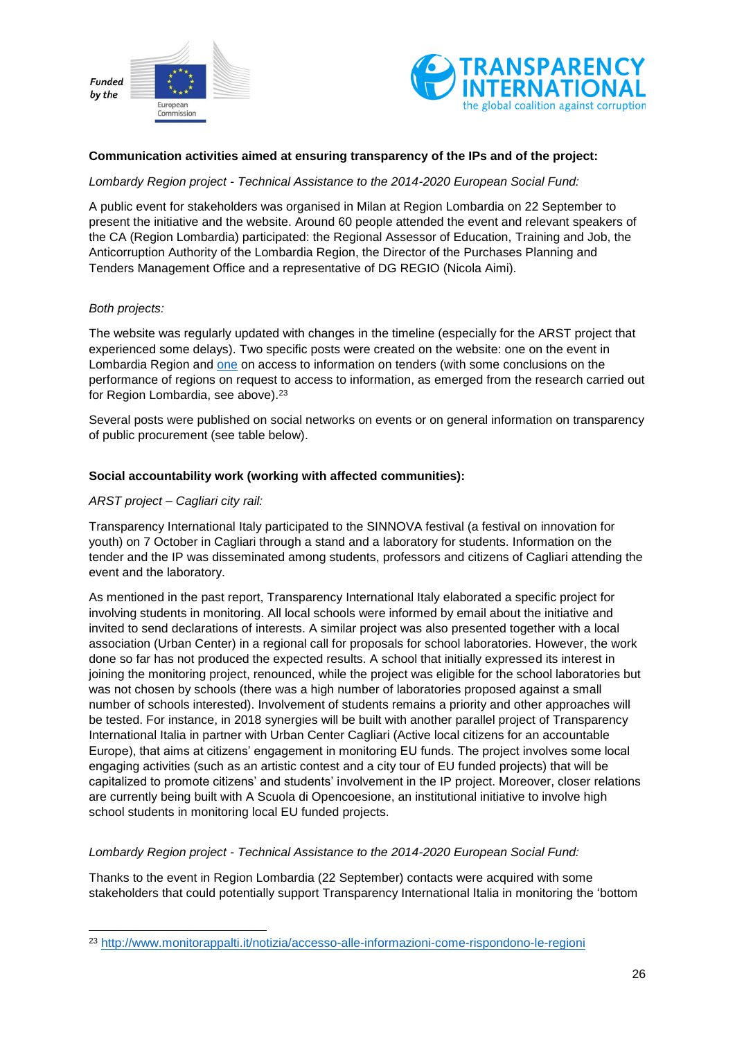**Communication activities aimed at ensuring transparency of the IPs and of the project:**

*Lombardy Region project - Technical Assistance to the 2014-2020 European Social Fund:*

A public event for stakeholders was organised in Milan at Region Lombardia on 22 September to present the initiative and the website. Around 60 people attended the event and relevant speakers of the CA (Region Lombardia) participated: the Regional Assessor of Education, Training and Job, the Anticorruption Authority of the Lombardia Region, the Director of the Purchases Planning and Tenders Management Office and a representative of DG REGIO (Nicola Aimi).

*Both projects:*

The website was regularly updated with changes in the timeline (especially for the ARST project that experienced some delays). Two specific posts were created on the website: one on the event in Lombardia Region and one on access to information on tenders (with some conclusions on the performance of regions on request to access to information, as emerged from the research carried out for Region Lombardia, see above).[23]

Several posts were published on social networks on events or on general information on transparency of public procurement (see table below).

**Social accountability work (working with affected communities):**

*ARST project – Cagliari city rail:*

Transparency International Italy participated to the SINNOVA festival (a festival on innovation for youth) on 7 October in Cagliari through a stand and a laboratory for students. Information on the tender and the IP was disseminated among students, professors and citizens of Cagliari attending the event and the laboratory.

As mentioned in the past report, Transparency International Italy elaborated a specific project for involving students in monitoring. All local schools were informed by email about the initiative and invited to send declarations of interests. A similar project was also presented together with a local association (Urban Center) in a regional call for proposals for school laboratories. However, the work done so far has not produced the expected results. A school that initially expressed its interest in joining the monitoring project, renounced, while the project was eligible for the school laboratories but was not chosen by schools (there was a high number of laboratories proposed against a small number of schools interested). Involvement of students remains a priority and other approaches will be tested. For instance, in 2018 synergies will be built with another parallel project of Transparency International Italia in partner with Urban Center Cagliari (Active local citizens for an accountable Europe), that aims at citizens' engagement in monitoring EU funds. The project involves some local engaging activities (such as an artistic contest and a city tour of EU funded projects) that will be capitalized to promote citizens' and students' involvement in the IP project. Moreover, closer relations are currently being built with A Scuola di Opencoesione, an institutional initiative to involve high school students in monitoring local EU funded projects.

*Lombardy Region project - Technical Assistance to the 2014-2020 European Social Fund:*

Thanks to the event in Region Lombardia (22 September) contacts were acquired with some stakeholders that could potentially support Transparency International Italia in monitoring the 'bottom

---

[23] http://www.monitorappalti.it/notizia/accesso-alle-informazioni-come-rispondono-le-regioni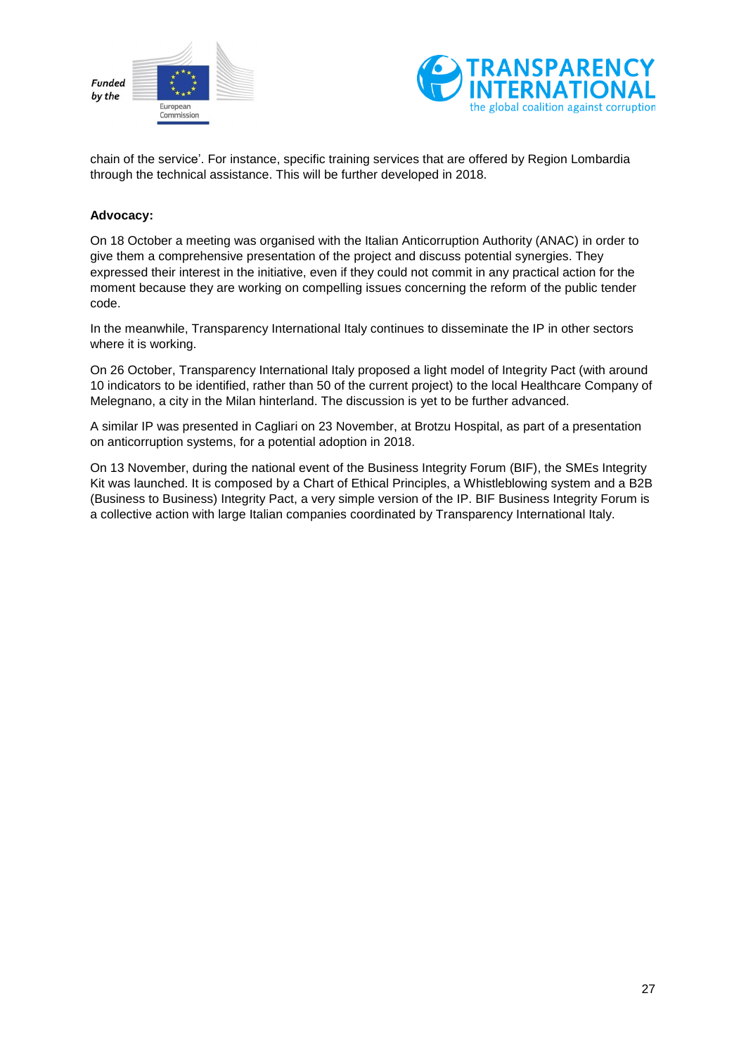chain of the service'. For instance, specific training services that are offered by Region Lombardia through the technical assistance. This will be further developed in 2018.

**Advocacy:**

On 18 October a meeting was organised with the Italian Anticorruption Authority (ANAC) in order to give them a comprehensive presentation of the project and discuss potential synergies. They expressed their interest in the initiative, even if they could not commit in any practical action for the moment because they are working on compelling issues concerning the reform of the public tender code.

In the meanwhile, Transparency International Italy continues to disseminate the IP in other sectors where it is working.

On 26 October, Transparency International Italy proposed a light model of Integrity Pact (with around 10 indicators to be identified, rather than 50 of the current project) to the local Healthcare Company of Melegnano, a city in the Milan hinterland. The discussion is yet to be further advanced.

A similar IP was presented in Cagliari on 23 November, at Brotzu Hospital, as part of a presentation on anticorruption systems, for a potential adoption in 2018.

On 13 November, during the national event of the Business Integrity Forum (BIF), the SMEs Integrity Kit was launched. It is composed by a Chart of Ethical Principles, a Whistleblowing system and a B2B (Business to Business) Integrity Pact, a very simple version of the IP. BIF Business Integrity Forum is a collective action with large Italian companies coordinated by Transparency International Italy.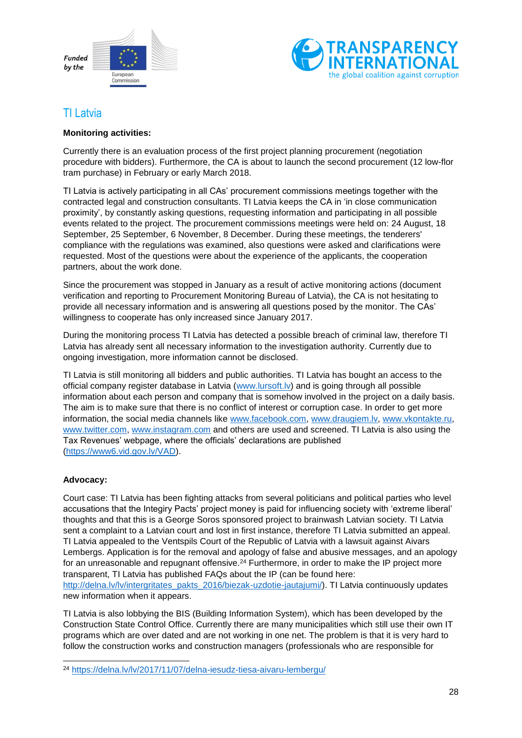## TI Latvia

**Monitoring activities:**

Currently there is an evaluation process of the first project planning procurement (negotiation procedure with bidders). Furthermore, the CA is about to launch the second procurement (12 low-flor tram purchase) in February or early March 2018.

TI Latvia is actively participating in all CAs' procurement commissions meetings together with the contracted legal and construction consultants. TI Latvia keeps the CA in 'in close communication proximity', by constantly asking questions, requesting information and participating in all possible events related to the project. The procurement commissions meetings were held on: 24 August, 18 September, 25 September, 6 November, 8 December. During these meetings, the tenderers' compliance with the regulations was examined, also questions were asked and clarifications were requested. Most of the questions were about the experience of the applicants, the cooperation partners, about the work done.

Since the procurement was stopped in January as a result of active monitoring actions (document verification and reporting to Procurement Monitoring Bureau of Latvia), the CA is not hesitating to provide all necessary information and is answering all questions posed by the monitor. The CAs' willingness to cooperate has only increased since January 2017.

During the monitoring process TI Latvia has detected a possible breach of criminal law, therefore TI Latvia has already sent all necessary information to the investigation authority. Currently due to ongoing investigation, more information cannot be disclosed.

TI Latvia is still monitoring all bidders and public authorities. TI Latvia has bought an access to the official company register database in Latvia (www.lursoft.lv) and is going through all possible information about each person and company that is somehow involved in the project on a daily basis. The aim is to make sure that there is no conflict of interest or corruption case. In order to get more information, the social media channels like www.facebook.com, www.draugiem.lv, www.vkontakte.ru, www.twitter.com, www.instagram.com and others are used and screened. TI Latvia is also using the Tax Revenues' webpage, where the officials' declarations are published (https://www6.vid.gov.lv/VAD).

**Advocacy:**

Court case: TI Latvia has been fighting attacks from several politicians and political parties who level accusations that the Integiry Pacts' project money is paid for influencing society with 'extreme liberal' thoughts and that this is a George Soros sponsored project to brainwash Latvian society. TI Latvia sent a complaint to a Latvian court and lost in first instance, therefore TI Latvia submitted an appeal. TI Latvia appealed to the Ventspils Court of the Republic of Latvia with a lawsuit against Aivars Lembergs. Application is for the removal and apology of false and abusive messages, and an apology for an unreasonable and repugnant offensive.[24] Furthermore, in order to make the IP project more transparent, TI Latvia has published FAQs about the IP (can be found here: http://delna.lv/lv/intergritates_pakts_2016/biezak-uzdotie-jautajumi/). TI Latvia continuously updates new information when it appears.

TI Latvia is also lobbying the BIS (Building Information System), which has been developed by the Construction State Control Office. Currently there are many municipalities which still use their own IT programs which are over dated and are not working in one net. The problem is that it is very hard to follow the construction works and construction managers (professionals who are responsible for

---

[24] https://delna.lv/lv/2017/11/07/delna-iesudz-tiesa-aivaru-lembergu/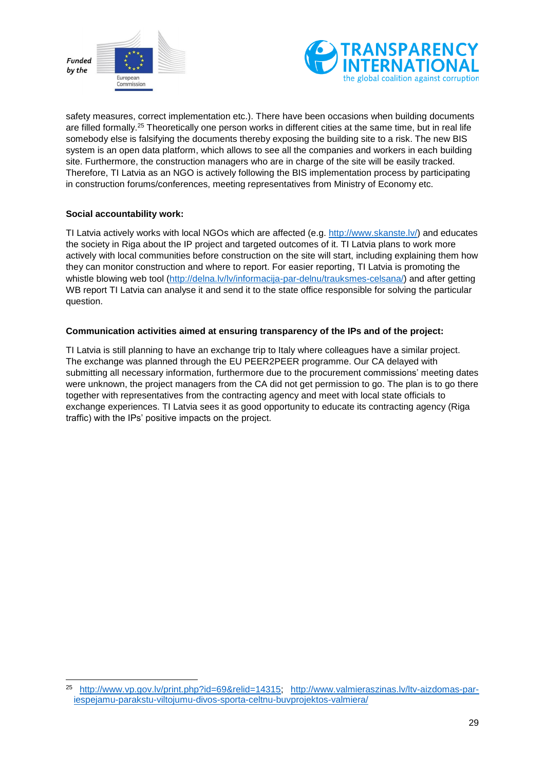safety measures, correct implementation etc.). There have been occasions when building documents are filled formally.[25] Theoretically one person works in different cities at the same time, but in real life somebody else is falsifying the documents thereby exposing the building site to a risk. The new BIS system is an open data platform, which allows to see all the companies and workers in each building site. Furthermore, the construction managers who are in charge of the site will be easily tracked. Therefore, TI Latvia as an NGO is actively following the BIS implementation process by participating in construction forums/conferences, meeting representatives from Ministry of Economy etc.

**Social accountability work:**

TI Latvia actively works with local NGOs which are affected (e.g. http://www.skanste.lv/) and educates the society in Riga about the IP project and targeted outcomes of it. TI Latvia plans to work more actively with local communities before construction on the site will start, including explaining them how they can monitor construction and where to report. For easier reporting, TI Latvia is promoting the whistle blowing web tool (http://delna.lv/lv/informacija-par-delnu/trauksmes-celsana/) and after getting WB report TI Latvia can analyse it and send it to the state office responsible for solving the particular question.

**Communication activities aimed at ensuring transparency of the IPs and of the project:**

TI Latvia is still planning to have an exchange trip to Italy where colleagues have a similar project. The exchange was planned through the EU PEER2PEER programme. Our CA delayed with submitting all necessary information, furthermore due to the procurement commissions' meeting dates were unknown, the project managers from the CA did not get permission to go. The plan is to go there together with representatives from the contracting agency and meet with local state officials to exchange experiences. TI Latvia sees it as good opportunity to educate its contracting agency (Riga traffic) with the IPs' positive impacts on the project.

---

[25] http://www.vp.gov.lv/print.php?id=69&relid=14315; http://www.valmieraszinas.lv/ltv-aizdomas-par-iespejamu-parakstu-viltojumu-divos-sporta-celtnu-buvprojektos-valmiera/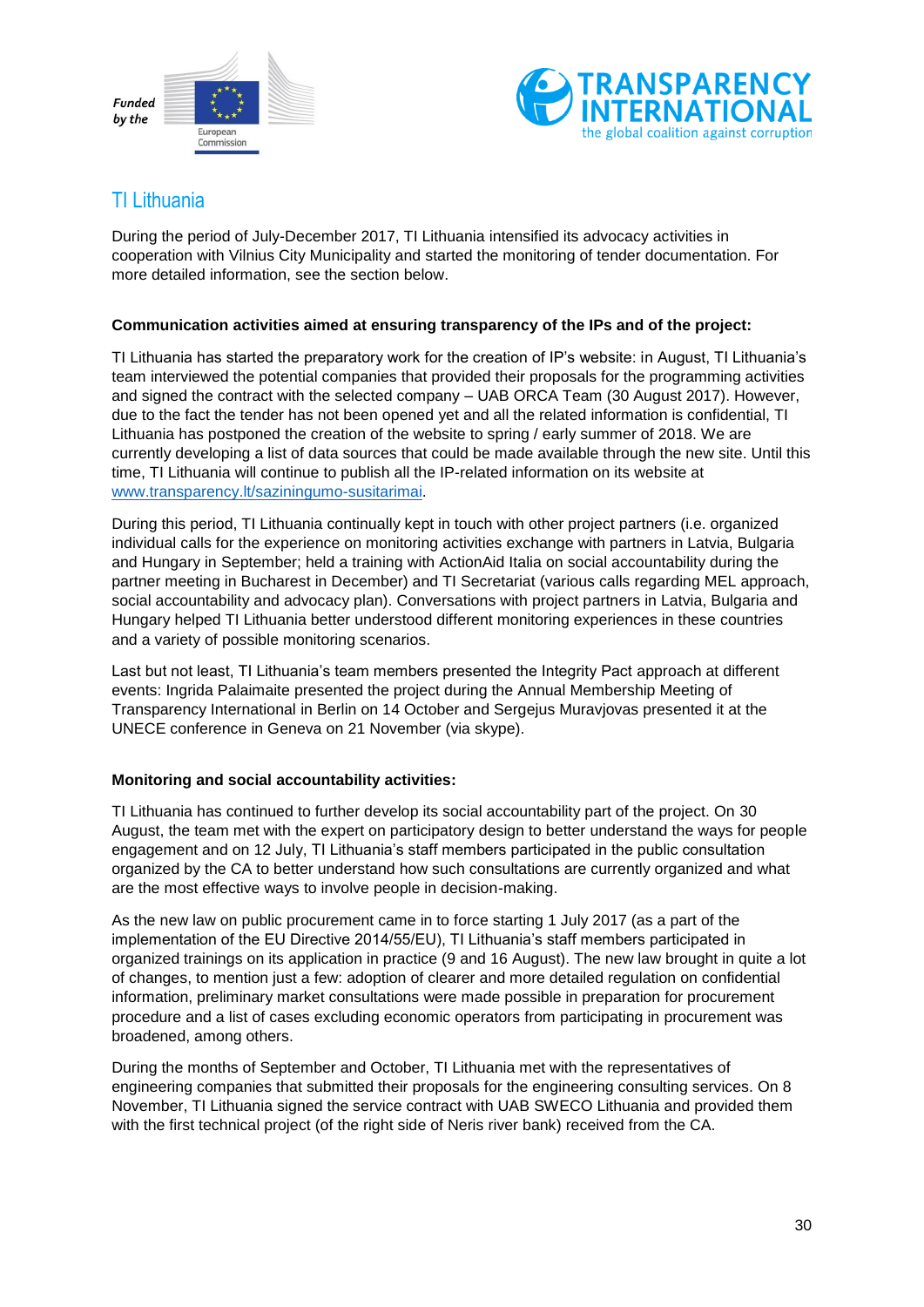## TI Lithuania

During the period of July-December 2017, TI Lithuania intensified its advocacy activities in cooperation with Vilnius City Municipality and started the monitoring of tender documentation. For more detailed information, see the section below.

**Communication activities aimed at ensuring transparency of the IPs and of the project:**

TI Lithuania has started the preparatory work for the creation of IP's website: in August, TI Lithuania's team interviewed the potential companies that provided their proposals for the programming activities and signed the contract with the selected company – UAB ORCA Team (30 August 2017). However, due to the fact the tender has not been opened yet and all the related information is confidential, TI Lithuania has postponed the creation of the website to spring / early summer of 2018. We are currently developing a list of data sources that could be made available through the new site. Until this time, TI Lithuania will continue to publish all the IP-related information on its website at www.transparency.lt/saziningumo-susitarimai.

During this period, TI Lithuania continually kept in touch with other project partners (i.e. organized individual calls for the experience on monitoring activities exchange with partners in Latvia, Bulgaria and Hungary in September; held a training with ActionAid Italia on social accountability during the partner meeting in Bucharest in December) and TI Secretariat (various calls regarding MEL approach, social accountability and advocacy plan). Conversations with project partners in Latvia, Bulgaria and Hungary helped TI Lithuania better understood different monitoring experiences in these countries and a variety of possible monitoring scenarios.

Last but not least, TI Lithuania's team members presented the Integrity Pact approach at different events: Ingrida Palaimaite presented the project during the Annual Membership Meeting of Transparency International in Berlin on 14 October and Sergejus Muravjovas presented it at the UNECE conference in Geneva on 21 November (via skype).

**Monitoring and social accountability activities:**

TI Lithuania has continued to further develop its social accountability part of the project. On 30 August, the team met with the expert on participatory design to better understand the ways for people engagement and on 12 July, TI Lithuania's staff members participated in the public consultation organized by the CA to better understand how such consultations are currently organized and what are the most effective ways to involve people in decision-making.

As the new law on public procurement came in to force starting 1 July 2017 (as a part of the implementation of the EU Directive 2014/55/EU), TI Lithuania's staff members participated in organized trainings on its application in practice (9 and 16 August). The new law brought in quite a lot of changes, to mention just a few: adoption of clearer and more detailed regulation on confidential information, preliminary market consultations were made possible in preparation for procurement procedure and a list of cases excluding economic operators from participating in procurement was broadened, among others.

During the months of September and October, TI Lithuania met with the representatives of engineering companies that submitted their proposals for the engineering consulting services. On 8 November, TI Lithuania signed the service contract with UAB SWECO Lithuania and provided them with the first technical project (of the right side of Neris river bank) received from the CA.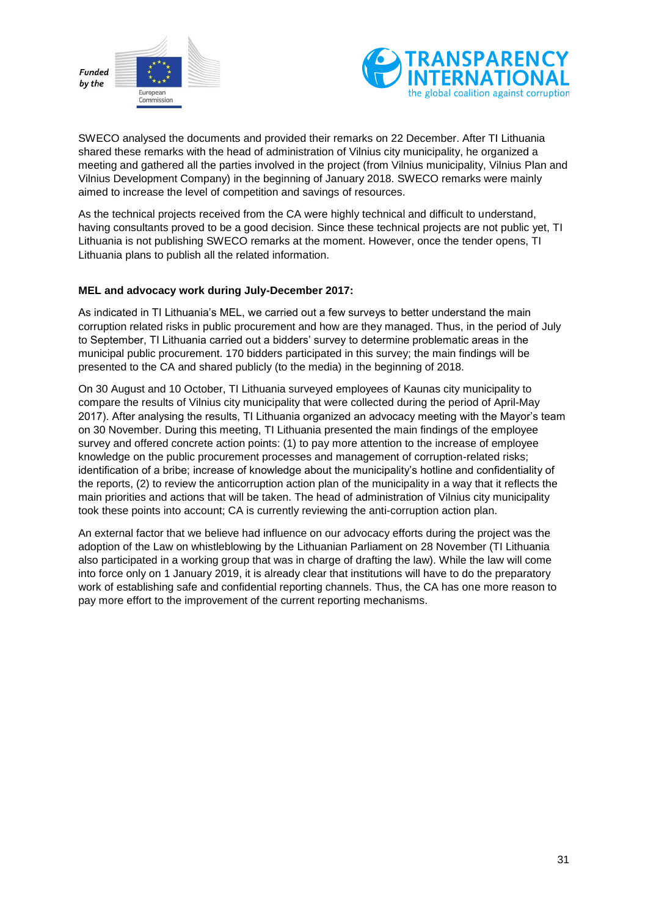SWECO analysed the documents and provided their remarks on 22 December. After TI Lithuania shared these remarks with the head of administration of Vilnius city municipality, he organized a meeting and gathered all the parties involved in the project (from Vilnius municipality, Vilnius Plan and Vilnius Development Company) in the beginning of January 2018. SWECO remarks were mainly aimed to increase the level of competition and savings of resources.

As the technical projects received from the CA were highly technical and difficult to understand, having consultants proved to be a good decision. Since these technical projects are not public yet, TI Lithuania is not publishing SWECO remarks at the moment. However, once the tender opens, TI Lithuania plans to publish all the related information.

**MEL and advocacy work during July-December 2017:**

As indicated in TI Lithuania's MEL, we carried out a few surveys to better understand the main corruption related risks in public procurement and how are they managed. Thus, in the period of July to September, TI Lithuania carried out a bidders' survey to determine problematic areas in the municipal public procurement. 170 bidders participated in this survey; the main findings will be presented to the CA and shared publicly (to the media) in the beginning of 2018.

On 30 August and 10 October, TI Lithuania surveyed employees of Kaunas city municipality to compare the results of Vilnius city municipality that were collected during the period of April-May 2017). After analysing the results, TI Lithuania organized an advocacy meeting with the Mayor's team on 30 November. During this meeting, TI Lithuania presented the main findings of the employee survey and offered concrete action points: (1) to pay more attention to the increase of employee knowledge on the public procurement processes and management of corruption-related risks; identification of a bribe; increase of knowledge about the municipality's hotline and confidentiality of the reports, (2) to review the anticorruption action plan of the municipality in a way that it reflects the main priorities and actions that will be taken. The head of administration of Vilnius city municipality took these points into account; CA is currently reviewing the anti-corruption action plan.

An external factor that we believe had influence on our advocacy efforts during the project was the adoption of the Law on whistleblowing by the Lithuanian Parliament on 28 November (TI Lithuania also participated in a working group that was in charge of drafting the law). While the law will come into force only on 1 January 2019, it is already clear that institutions will have to do the preparatory work of establishing safe and confidential reporting channels. Thus, the CA has one more reason to pay more effort to the improvement of the current reporting mechanisms.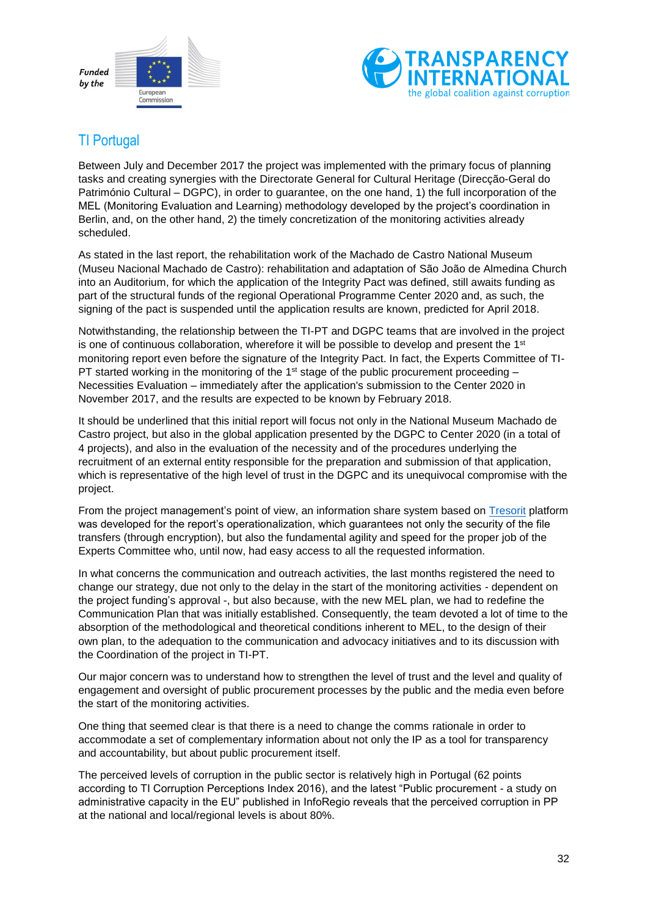## TI Portugal

Between July and December 2017 the project was implemented with the primary focus of planning tasks and creating synergies with the Directorate General for Cultural Heritage (Direcção-Geral do Património Cultural – DGPC), in order to guarantee, on the one hand, 1) the full incorporation of the MEL (Monitoring Evaluation and Learning) methodology developed by the project's coordination in Berlin, and, on the other hand, 2) the timely concretization of the monitoring activities already scheduled.

As stated in the last report, the rehabilitation work of the Machado de Castro National Museum (Museu Nacional Machado de Castro): rehabilitation and adaptation of São João de Almedina Church into an Auditorium, for which the application of the Integrity Pact was defined, still awaits funding as part of the structural funds of the regional Operational Programme Center 2020 and, as such, the signing of the pact is suspended until the application results are known, predicted for April 2018.

Notwithstanding, the relationship between the TI-PT and DGPC teams that are involved in the project is one of continuous collaboration, wherefore it will be possible to develop and present the 1st monitoring report even before the signature of the Integrity Pact. In fact, the Experts Committee of TI-PT started working in the monitoring of the 1st stage of the public procurement proceeding – Necessities Evaluation – immediately after the application's submission to the Center 2020 in November 2017, and the results are expected to be known by February 2018.

It should be underlined that this initial report will focus not only in the National Museum Machado de Castro project, but also in the global application presented by the DGPC to Center 2020 (in a total of 4 projects), and also in the evaluation of the necessity and of the procedures underlying the recruitment of an external entity responsible for the preparation and submission of that application, which is representative of the high level of trust in the DGPC and its unequivocal compromise with the project.

From the project management's point of view, an information share system based on Tresorit platform was developed for the report's operationalization, which guarantees not only the security of the file transfers (through encryption), but also the fundamental agility and speed for the proper job of the Experts Committee who, until now, had easy access to all the requested information.

In what concerns the communication and outreach activities, the last months registered the need to change our strategy, due not only to the delay in the start of the monitoring activities - dependent on the project funding's approval -, but also because, with the new MEL plan, we had to redefine the Communication Plan that was initially established. Consequently, the team devoted a lot of time to the absorption of the methodological and theoretical conditions inherent to MEL, to the design of their own plan, to the adequation to the communication and advocacy initiatives and to its discussion with the Coordination of the project in TI-PT.

Our major concern was to understand how to strengthen the level of trust and the level and quality of engagement and oversight of public procurement processes by the public and the media even before the start of the monitoring activities.

One thing that seemed clear is that there is a need to change the comms rationale in order to accommodate a set of complementary information about not only the IP as a tool for transparency and accountability, but about public procurement itself.

The perceived levels of corruption in the public sector is relatively high in Portugal (62 points according to TI Corruption Perceptions Index 2016), and the latest "Public procurement - a study on administrative capacity in the EU" published in InfoRegio reveals that the perceived corruption in PP at the national and local/regional levels is about 80%.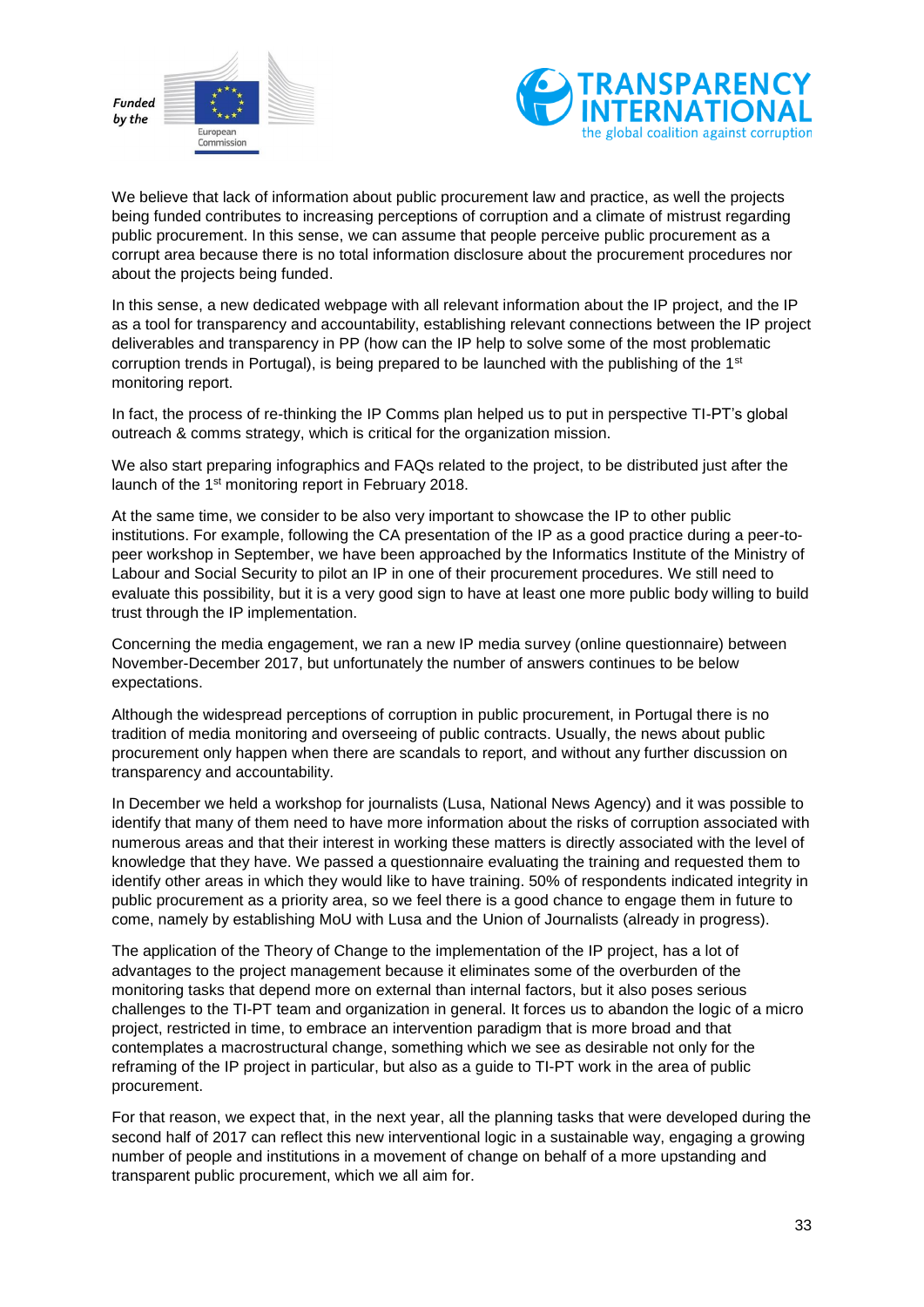We believe that lack of information about public procurement law and practice, as well the projects being funded contributes to increasing perceptions of corruption and a climate of mistrust regarding public procurement. In this sense, we can assume that people perceive public procurement as a corrupt area because there is no total information disclosure about the procurement procedures nor about the projects being funded.

In this sense, a new dedicated webpage with all relevant information about the IP project, and the IP as a tool for transparency and accountability, establishing relevant connections between the IP project deliverables and transparency in PP (how can the IP help to solve some of the most problematic corruption trends in Portugal), is being prepared to be launched with the publishing of the 1st monitoring report.

In fact, the process of re-thinking the IP Comms plan helped us to put in perspective TI-PT's global outreach & comms strategy, which is critical for the organization mission.

We also start preparing infographics and FAQs related to the project, to be distributed just after the launch of the 1st monitoring report in February 2018.

At the same time, we consider to be also very important to showcase the IP to other public institutions. For example, following the CA presentation of the IP as a good practice during a peer-to-peer workshop in September, we have been approached by the Informatics Institute of the Ministry of Labour and Social Security to pilot an IP in one of their procurement procedures. We still need to evaluate this possibility, but it is a very good sign to have at least one more public body willing to build trust through the IP implementation.

Concerning the media engagement, we ran a new IP media survey (online questionnaire) between November-December 2017, but unfortunately the number of answers continues to be below expectations.

Although the widespread perceptions of corruption in public procurement, in Portugal there is no tradition of media monitoring and overseeing of public contracts. Usually, the news about public procurement only happen when there are scandals to report, and without any further discussion on transparency and accountability.

In December we held a workshop for journalists (Lusa, National News Agency) and it was possible to identify that many of them need to have more information about the risks of corruption associated with numerous areas and that their interest in working these matters is directly associated with the level of knowledge that they have. We passed a questionnaire evaluating the training and requested them to identify other areas in which they would like to have training. 50% of respondents indicated integrity in public procurement as a priority area, so we feel there is a good chance to engage them in future to come, namely by establishing MoU with Lusa and the Union of Journalists (already in progress).

The application of the Theory of Change to the implementation of the IP project, has a lot of advantages to the project management because it eliminates some of the overburden of the monitoring tasks that depend more on external than internal factors, but it also poses serious challenges to the TI-PT team and organization in general. It forces us to abandon the logic of a micro project, restricted in time, to embrace an intervention paradigm that is more broad and that contemplates a macrostructural change, something which we see as desirable not only for the reframing of the IP project in particular, but also as a guide to TI-PT work in the area of public procurement.

For that reason, we expect that, in the next year, all the planning tasks that were developed during the second half of 2017 can reflect this new interventional logic in a sustainable way, engaging a growing number of people and institutions in a movement of change on behalf of a more upstanding and transparent public procurement, which we all aim for.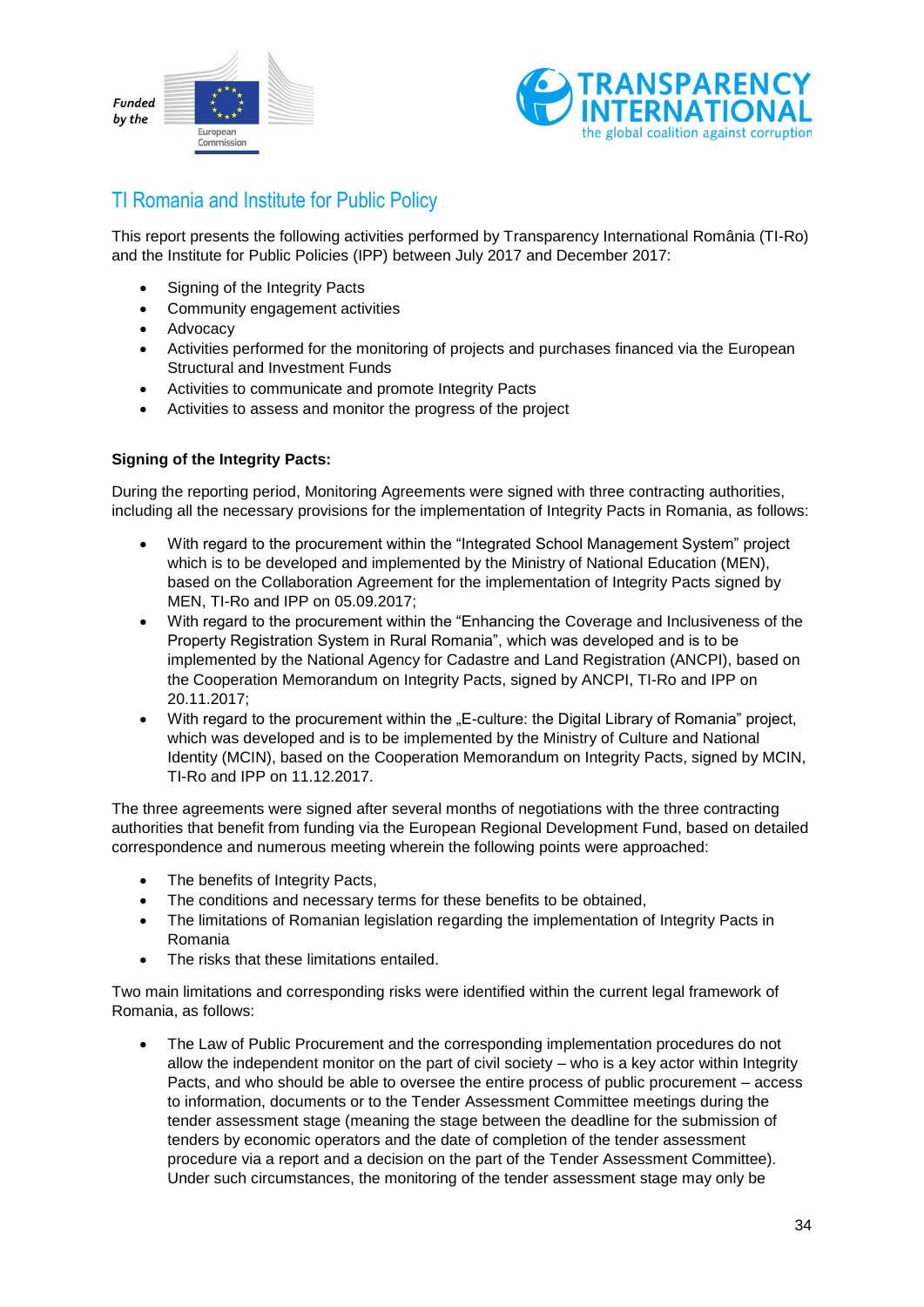## TI Romania and Institute for Public Policy

This report presents the following activities performed by Transparency International România (TI-Ro) and the Institute for Public Policies (IPP) between July 2017 and December 2017:

- Signing of the Integrity Pacts
- Community engagement activities
- Advocacy
- Activities performed for the monitoring of projects and purchases financed via the European Structural and Investment Funds
- Activities to communicate and promote Integrity Pacts
- Activities to assess and monitor the progress of the project

**Signing of the Integrity Pacts:**

During the reporting period, Monitoring Agreements were signed with three contracting authorities, including all the necessary provisions for the implementation of Integrity Pacts in Romania, as follows:

- With regard to the procurement within the "Integrated School Management System" project which is to be developed and implemented by the Ministry of National Education (MEN), based on the Collaboration Agreement for the implementation of Integrity Pacts signed by MEN, TI-Ro and IPP on 05.09.2017;
- With regard to the procurement within the "Enhancing the Coverage and Inclusiveness of the Property Registration System in Rural Romania", which was developed and is to be implemented by the National Agency for Cadastre and Land Registration (ANCPI), based on the Cooperation Memorandum on Integrity Pacts, signed by ANCPI, TI-Ro and IPP on 20.11.2017;
- With regard to the procurement within the „E-culture: the Digital Library of Romania" project, which was developed and is to be implemented by the Ministry of Culture and National Identity (MCIN), based on the Cooperation Memorandum on Integrity Pacts, signed by MCIN, TI-Ro and IPP on 11.12.2017.

The three agreements were signed after several months of negotiations with the three contracting authorities that benefit from funding via the European Regional Development Fund, based on detailed correspondence and numerous meeting wherein the following points were approached:

- The benefits of Integrity Pacts,
- The conditions and necessary terms for these benefits to be obtained,
- The limitations of Romanian legislation regarding the implementation of Integrity Pacts in Romania
- The risks that these limitations entailed.

Two main limitations and corresponding risks were identified within the current legal framework of Romania, as follows:

- The Law of Public Procurement and the corresponding implementation procedures do not allow the independent monitor on the part of civil society – who is a key actor within Integrity Pacts, and who should be able to oversee the entire process of public procurement – access to information, documents or to the Tender Assessment Committee meetings during the tender assessment stage (meaning the stage between the deadline for the submission of tenders by economic operators and the date of completion of the tender assessment procedure via a report and a decision on the part of the Tender Assessment Committee). Under such circumstances, the monitoring of the tender assessment stage may only be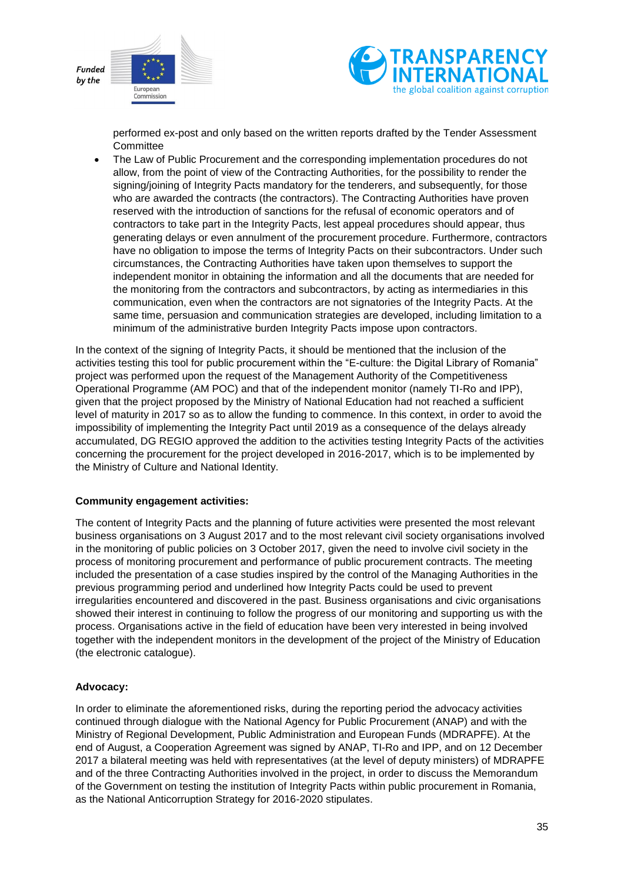performed ex-post and only based on the written reports drafted by the Tender Assessment Committee

- The Law of Public Procurement and the corresponding implementation procedures do not allow, from the point of view of the Contracting Authorities, for the possibility to render the signing/joining of Integrity Pacts mandatory for the tenderers, and subsequently, for those who are awarded the contracts (the contractors). The Contracting Authorities have proven reserved with the introduction of sanctions for the refusal of economic operators and of contractors to take part in the Integrity Pacts, lest appeal procedures should appear, thus generating delays or even annulment of the procurement procedure. Furthermore, contractors have no obligation to impose the terms of Integrity Pacts on their subcontractors. Under such circumstances, the Contracting Authorities have taken upon themselves to support the independent monitor in obtaining the information and all the documents that are needed for the monitoring from the contractors and subcontractors, by acting as intermediaries in this communication, even when the contractors are not signatories of the Integrity Pacts. At the same time, persuasion and communication strategies are developed, including limitation to a minimum of the administrative burden Integrity Pacts impose upon contractors.

In the context of the signing of Integrity Pacts, it should be mentioned that the inclusion of the activities testing this tool for public procurement within the "E-culture: the Digital Library of Romania" project was performed upon the request of the Management Authority of the Competitiveness Operational Programme (AM POC) and that of the independent monitor (namely TI-Ro and IPP), given that the project proposed by the Ministry of National Education had not reached a sufficient level of maturity in 2017 so as to allow the funding to commence. In this context, in order to avoid the impossibility of implementing the Integrity Pact until 2019 as a consequence of the delays already accumulated, DG REGIO approved the addition to the activities testing Integrity Pacts of the activities concerning the procurement for the project developed in 2016-2017, which is to be implemented by the Ministry of Culture and National Identity.

**Community engagement activities:**

The content of Integrity Pacts and the planning of future activities were presented the most relevant business organisations on 3 August 2017 and to the most relevant civil society organisations involved in the monitoring of public policies on 3 October 2017, given the need to involve civil society in the process of monitoring procurement and performance of public procurement contracts. The meeting included the presentation of a case studies inspired by the control of the Managing Authorities in the previous programming period and underlined how Integrity Pacts could be used to prevent irregularities encountered and discovered in the past. Business organisations and civic organisations showed their interest in continuing to follow the progress of our monitoring and supporting us with the process. Organisations active in the field of education have been very interested in being involved together with the independent monitors in the development of the project of the Ministry of Education (the electronic catalogue).

**Advocacy:**

In order to eliminate the aforementioned risks, during the reporting period the advocacy activities continued through dialogue with the National Agency for Public Procurement (ANAP) and with the Ministry of Regional Development, Public Administration and European Funds (MDRAPFE). At the end of August, a Cooperation Agreement was signed by ANAP, TI-Ro and IPP, and on 12 December 2017 a bilateral meeting was held with representatives (at the level of deputy ministers) of MDRAPFE and of the three Contracting Authorities involved in the project, in order to discuss the Memorandum of the Government on testing the institution of Integrity Pacts within public procurement in Romania, as the National Anticorruption Strategy for 2016-2020 stipulates.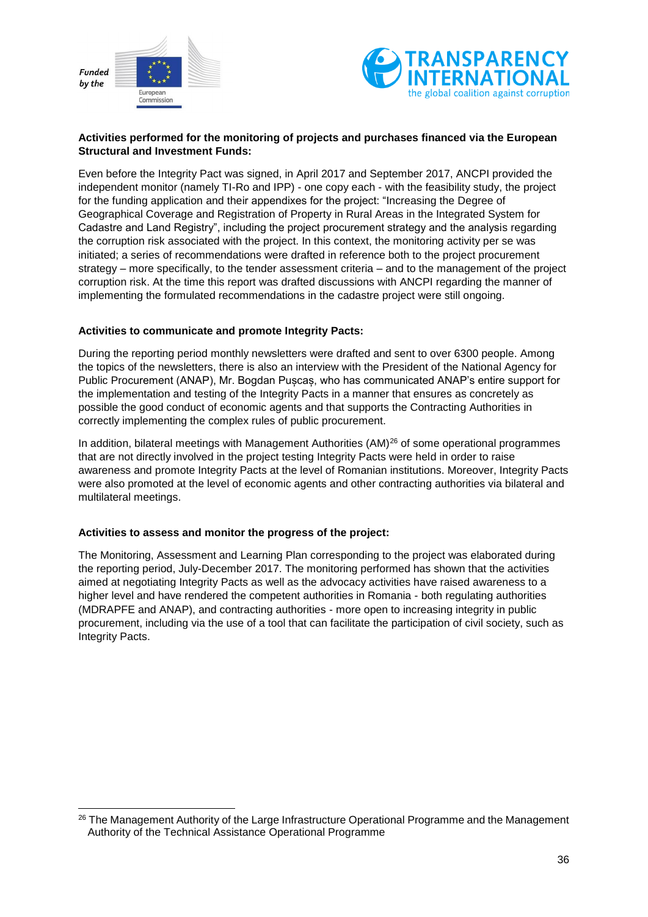**Activities performed for the monitoring of projects and purchases financed via the European Structural and Investment Funds:**

Even before the Integrity Pact was signed, in April 2017 and September 2017, ANCPI provided the independent monitor (namely TI-Ro and IPP) - one copy each - with the feasibility study, the project for the funding application and their appendixes for the project: “Increasing the Degree of Geographical Coverage and Registration of Property in Rural Areas in the Integrated System for Cadastre and Land Registry”, including the project procurement strategy and the analysis regarding the corruption risk associated with the project. In this context, the monitoring activity per se was initiated; a series of recommendations were drafted in reference both to the project procurement strategy – more specifically, to the tender assessment criteria – and to the management of the project corruption risk. At the time this report was drafted discussions with ANCPI regarding the manner of implementing the formulated recommendations in the cadastre project were still ongoing.

**Activities to communicate and promote Integrity Pacts:**

During the reporting period monthly newsletters were drafted and sent to over 6300 people. Among the topics of the newsletters, there is also an interview with the President of the National Agency for Public Procurement (ANAP), Mr. Bogdan Pușcaș, who has communicated ANAP’s entire support for the implementation and testing of the Integrity Pacts in a manner that ensures as concretely as possible the good conduct of economic agents and that supports the Contracting Authorities in correctly implementing the complex rules of public procurement.

In addition, bilateral meetings with Management Authorities (AM)[26] of some operational programmes that are not directly involved in the project testing Integrity Pacts were held in order to raise awareness and promote Integrity Pacts at the level of Romanian institutions. Moreover, Integrity Pacts were also promoted at the level of economic agents and other contracting authorities via bilateral and multilateral meetings.

**Activities to assess and monitor the progress of the project:**

The Monitoring, Assessment and Learning Plan corresponding to the project was elaborated during the reporting period, July-December 2017. The monitoring performed has shown that the activities aimed at negotiating Integrity Pacts as well as the advocacy activities have raised awareness to a higher level and have rendered the competent authorities in Romania - both regulating authorities (MDRAPFE and ANAP), and contracting authorities - more open to increasing integrity in public procurement, including via the use of a tool that can facilitate the participation of civil society, such as Integrity Pacts.

[26] The Management Authority of the Large Infrastructure Operational Programme and the Management Authority of the Technical Assistance Operational Programme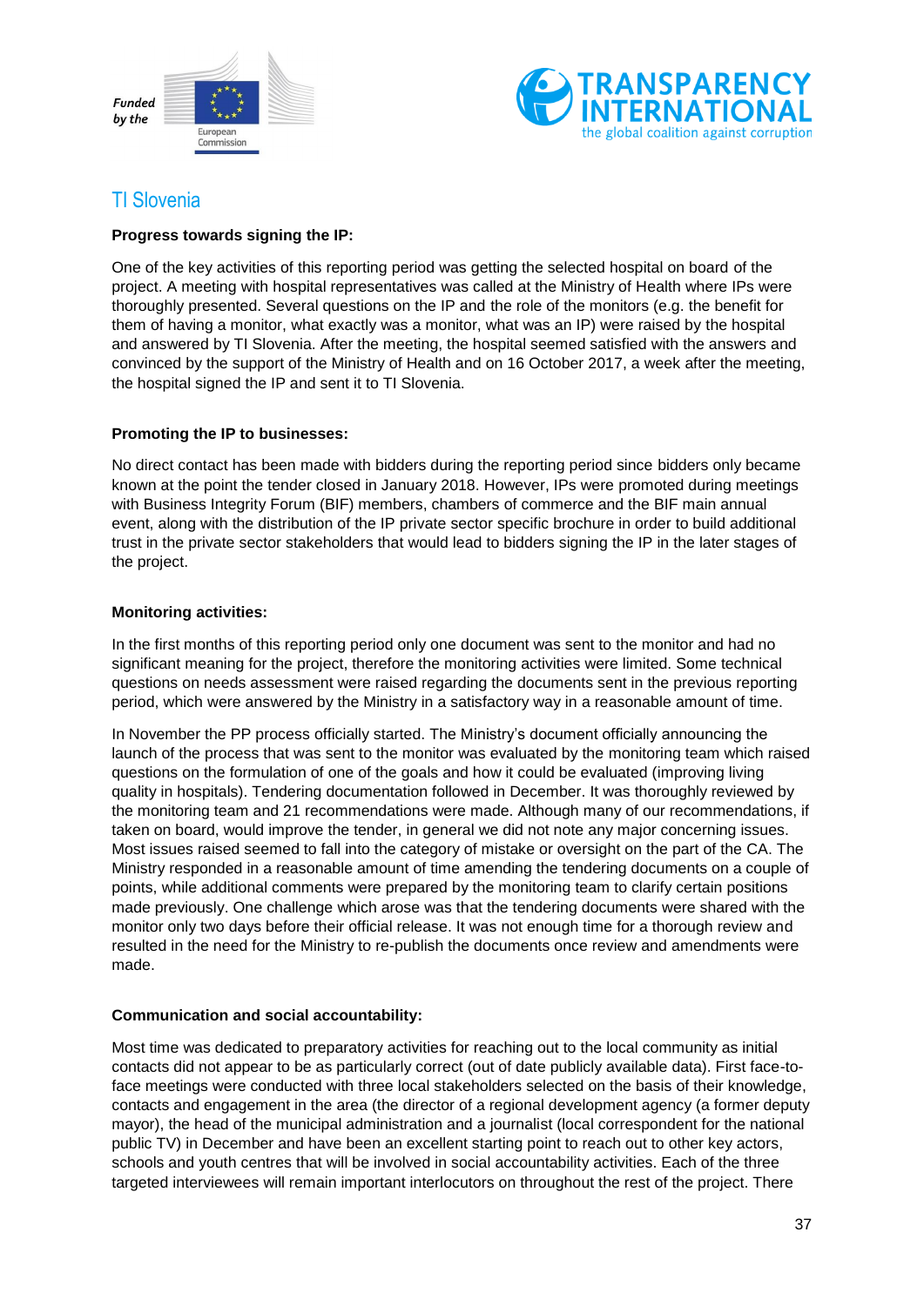## TI Slovenia

**Progress towards signing the IP:**

One of the key activities of this reporting period was getting the selected hospital on board of the project. A meeting with hospital representatives was called at the Ministry of Health where IPs were thoroughly presented. Several questions on the IP and the role of the monitors (e.g. the benefit for them of having a monitor, what exactly was a monitor, what was an IP) were raised by the hospital and answered by TI Slovenia. After the meeting, the hospital seemed satisfied with the answers and convinced by the support of the Ministry of Health and on 16 October 2017, a week after the meeting, the hospital signed the IP and sent it to TI Slovenia.

**Promoting the IP to businesses:**

No direct contact has been made with bidders during the reporting period since bidders only became known at the point the tender closed in January 2018. However, IPs were promoted during meetings with Business Integrity Forum (BIF) members, chambers of commerce and the BIF main annual event, along with the distribution of the IP private sector specific brochure in order to build additional trust in the private sector stakeholders that would lead to bidders signing the IP in the later stages of the project.

**Monitoring activities:**

In the first months of this reporting period only one document was sent to the monitor and had no significant meaning for the project, therefore the monitoring activities were limited. Some technical questions on needs assessment were raised regarding the documents sent in the previous reporting period, which were answered by the Ministry in a satisfactory way in a reasonable amount of time.

In November the PP process officially started. The Ministry's document officially announcing the launch of the process that was sent to the monitor was evaluated by the monitoring team which raised questions on the formulation of one of the goals and how it could be evaluated (improving living quality in hospitals). Tendering documentation followed in December. It was thoroughly reviewed by the monitoring team and 21 recommendations were made. Although many of our recommendations, if taken on board, would improve the tender, in general we did not note any major concerning issues. Most issues raised seemed to fall into the category of mistake or oversight on the part of the CA. The Ministry responded in a reasonable amount of time amending the tendering documents on a couple of points, while additional comments were prepared by the monitoring team to clarify certain positions made previously. One challenge which arose was that the tendering documents were shared with the monitor only two days before their official release. It was not enough time for a thorough review and resulted in the need for the Ministry to re-publish the documents once review and amendments were made.

**Communication and social accountability:**

Most time was dedicated to preparatory activities for reaching out to the local community as initial contacts did not appear to be as particularly correct (out of date publicly available data). First face-to-face meetings were conducted with three local stakeholders selected on the basis of their knowledge, contacts and engagement in the area (the director of a regional development agency (a former deputy mayor), the head of the municipal administration and a journalist (local correspondent for the national public TV) in December and have been an excellent starting point to reach out to other key actors, schools and youth centres that will be involved in social accountability activities. Each of the three targeted interviewees will remain important interlocutors on throughout the rest of the project. There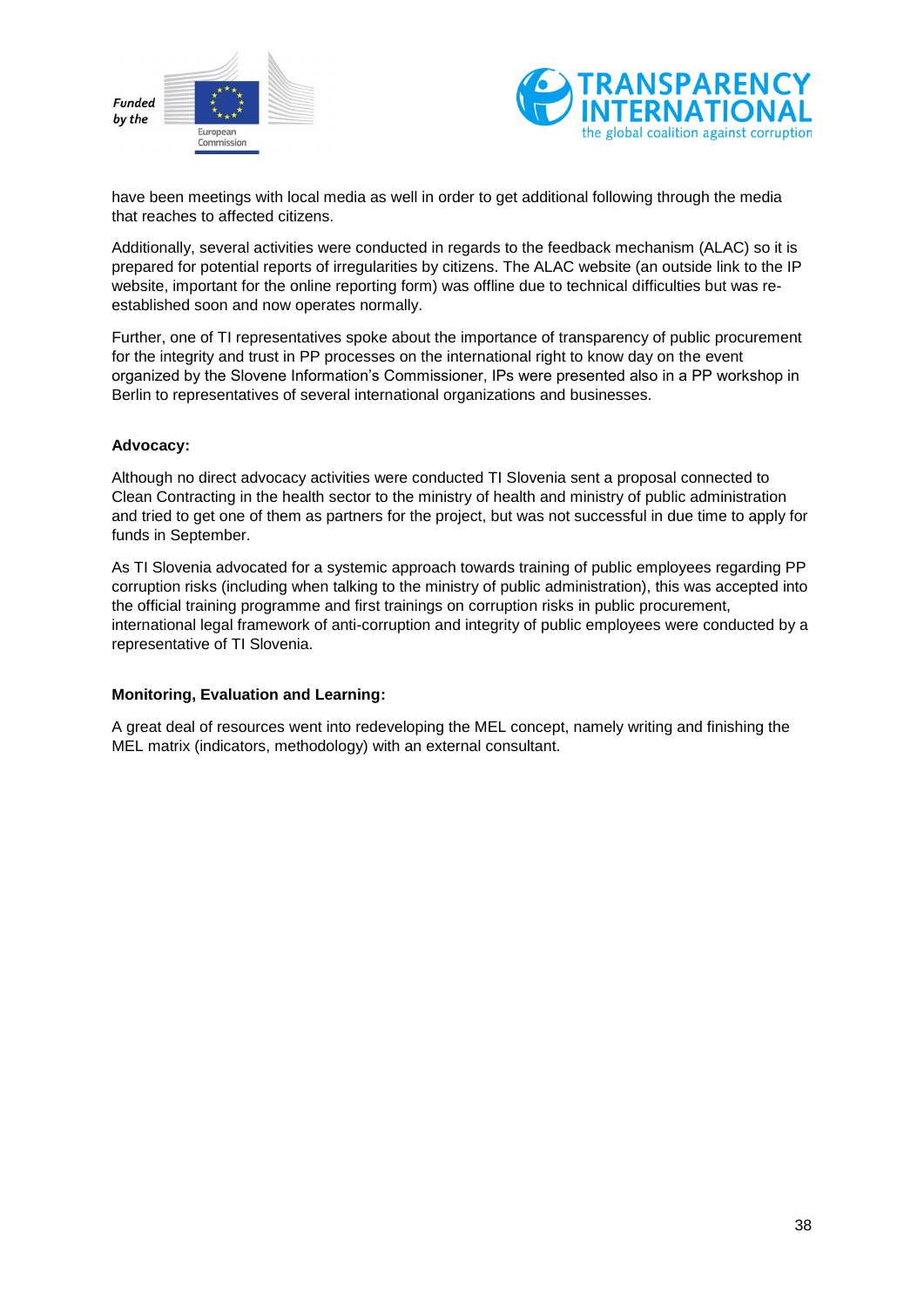have been meetings with local media as well in order to get additional following through the media that reaches to affected citizens.

Additionally, several activities were conducted in regards to the feedback mechanism (ALAC) so it is prepared for potential reports of irregularities by citizens. The ALAC website (an outside link to the IP website, important for the online reporting form) was offline due to technical difficulties but was re-established soon and now operates normally.

Further, one of TI representatives spoke about the importance of transparency of public procurement for the integrity and trust in PP processes on the international right to know day on the event organized by the Slovene Information's Commissioner, IPs were presented also in a PP workshop in Berlin to representatives of several international organizations and businesses.

**Advocacy:**

Although no direct advocacy activities were conducted TI Slovenia sent a proposal connected to Clean Contracting in the health sector to the ministry of health and ministry of public administration and tried to get one of them as partners for the project, but was not successful in due time to apply for funds in September.

As TI Slovenia advocated for a systemic approach towards training of public employees regarding PP corruption risks (including when talking to the ministry of public administration), this was accepted into the official training programme and first trainings on corruption risks in public procurement, international legal framework of anti-corruption and integrity of public employees were conducted by a representative of TI Slovenia.

**Monitoring, Evaluation and Learning:**

A great deal of resources went into redeveloping the MEL concept, namely writing and finishing the MEL matrix (indicators, methodology) with an external consultant.